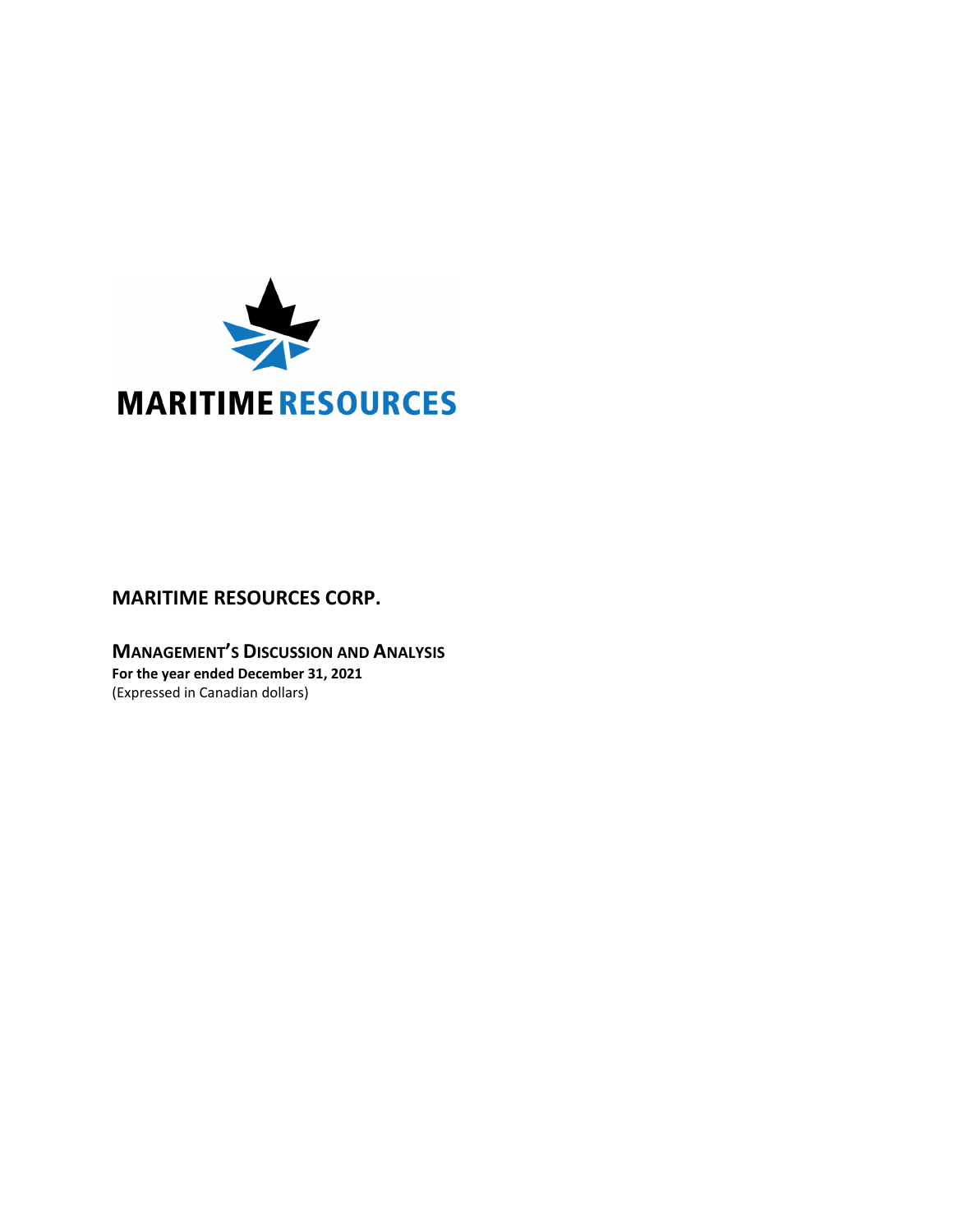MARITIME RESOURCES

# MARITIME RESOURCES CORP.

## MANAGEMENT'S DISCUSSION AND ANALYSIS

**For the year ended December 31, 2021**

(Expressed in Canadian dollars)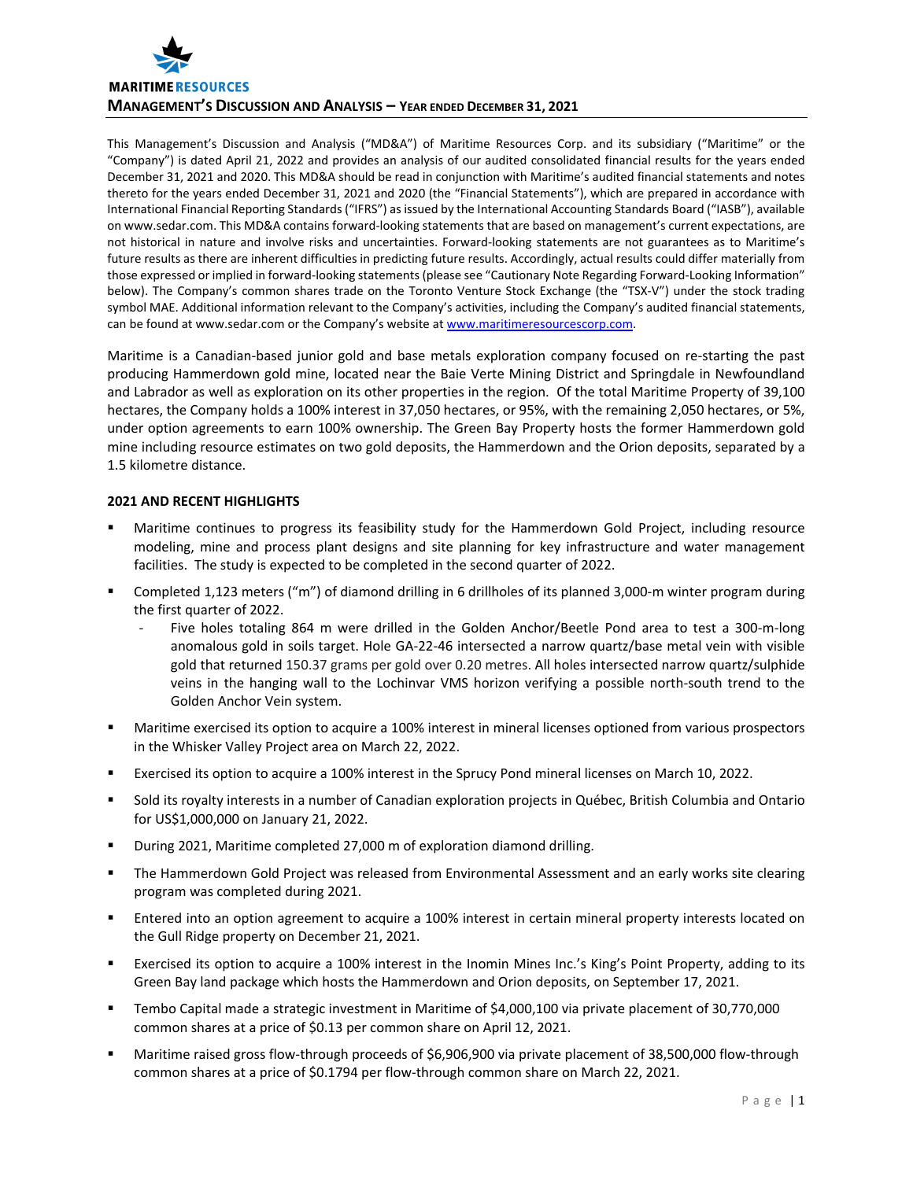# MANAGEMENT'S DISCUSSION AND ANALYSIS – YEAR ENDED DECEMBER 31, 2021

This Management's Discussion and Analysis ("MD&A") of Maritime Resources Corp. and its subsidiary ("Maritime" or the "Company") is dated April 21, 2022 and provides an analysis of our audited consolidated financial results for the years ended December 31, 2021 and 2020. This MD&A should be read in conjunction with Maritime's audited financial statements and notes thereto for the years ended December 31, 2021 and 2020 (the "Financial Statements"), which are prepared in accordance with International Financial Reporting Standards ("IFRS") as issued by the International Accounting Standards Board ("IASB"), available on www.sedar.com. This MD&A contains forward-looking statements that are based on management's current expectations, are not historical in nature and involve risks and uncertainties. Forward-looking statements are not guarantees as to Maritime's future results as there are inherent difficulties in predicting future results. Accordingly, actual results could differ materially from those expressed or implied in forward-looking statements (please see "Cautionary Note Regarding Forward-Looking Information" below). The Company's common shares trade on the Toronto Venture Stock Exchange (the "TSX-V") under the stock trading symbol MAE. Additional information relevant to the Company's activities, including the Company's audited financial statements, can be found at www.sedar.com or the Company's website at www.maritimeresourcescorp.com.

Maritime is a Canadian-based junior gold and base metals exploration company focused on re-starting the past producing Hammerdown gold mine, located near the Baie Verte Mining District and Springdale in Newfoundland and Labrador as well as exploration on its other properties in the region. Of the total Maritime Property of 39,100 hectares, the Company holds a 100% interest in 37,050 hectares, or 95%, with the remaining 2,050 hectares, or 5%, under option agreements to earn 100% ownership. The Green Bay Property hosts the former Hammerdown gold mine including resource estimates on two gold deposits, the Hammerdown and the Orion deposits, separated by a 1.5 kilometre distance.

## 2021 AND RECENT HIGHLIGHTS

- Maritime continues to progress its feasibility study for the Hammerdown Gold Project, including resource modeling, mine and process plant designs and site planning for key infrastructure and water management facilities. The study is expected to be completed in the second quarter of 2022.
- Completed 1,123 meters ("m") of diamond drilling in 6 drillholes of its planned 3,000-m winter program during the first quarter of 2022.
  - Five holes totaling 864 m were drilled in the Golden Anchor/Beetle Pond area to test a 300-m-long anomalous gold in soils target. Hole GA-22-46 intersected a narrow quartz/base metal vein with visible gold that returned 150.37 grams per gold over 0.20 metres. All holes intersected narrow quartz/sulphide veins in the hanging wall to the Lochinvar VMS horizon verifying a possible north-south trend to the Golden Anchor Vein system.
- Maritime exercised its option to acquire a 100% interest in mineral licenses optioned from various prospectors in the Whisker Valley Project area on March 22, 2022.
- Exercised its option to acquire a 100% interest in the Sprucy Pond mineral licenses on March 10, 2022.
- Sold its royalty interests in a number of Canadian exploration projects in Québec, British Columbia and Ontario for US$1,000,000 on January 21, 2022.
- During 2021, Maritime completed 27,000 m of exploration diamond drilling.
- The Hammerdown Gold Project was released from Environmental Assessment and an early works site clearing program was completed during 2021.
- Entered into an option agreement to acquire a 100% interest in certain mineral property interests located on the Gull Ridge property on December 21, 2021.
- Exercised its option to acquire a 100% interest in the Inomin Mines Inc.'s King's Point Property, adding to its Green Bay land package which hosts the Hammerdown and Orion deposits, on September 17, 2021.
- Tembo Capital made a strategic investment in Maritime of $4,000,100 via private placement of 30,770,000 common shares at a price of $0.13 per common share on April 12, 2021.
- Maritime raised gross flow-through proceeds of $6,906,900 via private placement of 38,500,000 flow-through common shares at a price of $0.1794 per flow-through common share on March 22, 2021.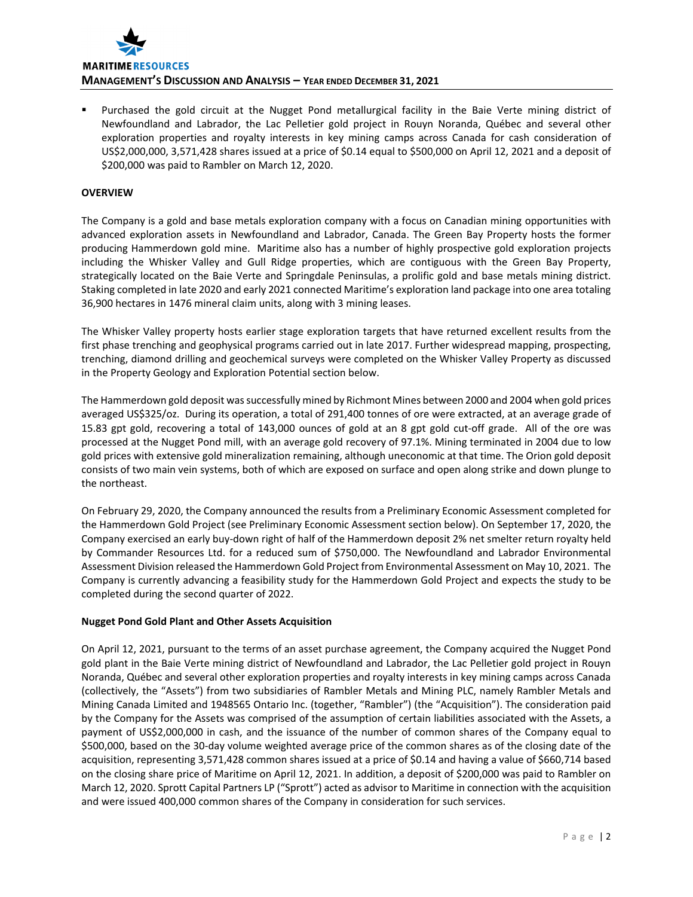- Purchased the gold circuit at the Nugget Pond metallurgical facility in the Baie Verte mining district of Newfoundland and Labrador, the Lac Pelletier gold project in Rouyn Noranda, Québec and several other exploration properties and royalty interests in key mining camps across Canada for cash consideration of US$2,000,000, 3,571,428 shares issued at a price of $0.14 equal to $500,000 on April 12, 2021 and a deposit of $200,000 was paid to Rambler on March 12, 2020.

**OVERVIEW**

The Company is a gold and base metals exploration company with a focus on Canadian mining opportunities with advanced exploration assets in Newfoundland and Labrador, Canada. The Green Bay Property hosts the former producing Hammerdown gold mine. Maritime also has a number of highly prospective gold exploration projects including the Whisker Valley and Gull Ridge properties, which are contiguous with the Green Bay Property, strategically located on the Baie Verte and Springdale Peninsulas, a prolific gold and base metals mining district. Staking completed in late 2020 and early 2021 connected Maritime's exploration land package into one area totaling 36,900 hectares in 1476 mineral claim units, along with 3 mining leases.

The Whisker Valley property hosts earlier stage exploration targets that have returned excellent results from the first phase trenching and geophysical programs carried out in late 2017. Further widespread mapping, prospecting, trenching, diamond drilling and geochemical surveys were completed on the Whisker Valley Property as discussed in the Property Geology and Exploration Potential section below.

The Hammerdown gold deposit was successfully mined by Richmont Mines between 2000 and 2004 when gold prices averaged US$325/oz. During its operation, a total of 291,400 tonnes of ore were extracted, at an average grade of 15.83 gpt gold, recovering a total of 143,000 ounces of gold at an 8 gpt gold cut-off grade. All of the ore was processed at the Nugget Pond mill, with an average gold recovery of 97.1%. Mining terminated in 2004 due to low gold prices with extensive gold mineralization remaining, although uneconomic at that time. The Orion gold deposit consists of two main vein systems, both of which are exposed on surface and open along strike and down plunge to the northeast.

On February 29, 2020, the Company announced the results from a Preliminary Economic Assessment completed for the Hammerdown Gold Project (see Preliminary Economic Assessment section below). On September 17, 2020, the Company exercised an early buy-down right of half of the Hammerdown deposit 2% net smelter return royalty held by Commander Resources Ltd. for a reduced sum of $750,000. The Newfoundland and Labrador Environmental Assessment Division released the Hammerdown Gold Project from Environmental Assessment on May 10, 2021. The Company is currently advancing a feasibility study for the Hammerdown Gold Project and expects the study to be completed during the second quarter of 2022.

**Nugget Pond Gold Plant and Other Assets Acquisition**

On April 12, 2021, pursuant to the terms of an asset purchase agreement, the Company acquired the Nugget Pond gold plant in the Baie Verte mining district of Newfoundland and Labrador, the Lac Pelletier gold project in Rouyn Noranda, Québec and several other exploration properties and royalty interests in key mining camps across Canada (collectively, the "Assets") from two subsidiaries of Rambler Metals and Mining PLC, namely Rambler Metals and Mining Canada Limited and 1948565 Ontario Inc. (together, "Rambler") (the "Acquisition"). The consideration paid by the Company for the Assets was comprised of the assumption of certain liabilities associated with the Assets, a payment of US$2,000,000 in cash, and the issuance of the number of common shares of the Company equal to $500,000, based on the 30-day volume weighted average price of the common shares as of the closing date of the acquisition, representing 3,571,428 common shares issued at a price of $0.14 and having a value of $660,714 based on the closing share price of Maritime on April 12, 2021. In addition, a deposit of $200,000 was paid to Rambler on March 12, 2020. Sprott Capital Partners LP ("Sprott") acted as advisor to Maritime in connection with the acquisition and were issued 400,000 common shares of the Company in consideration for such services.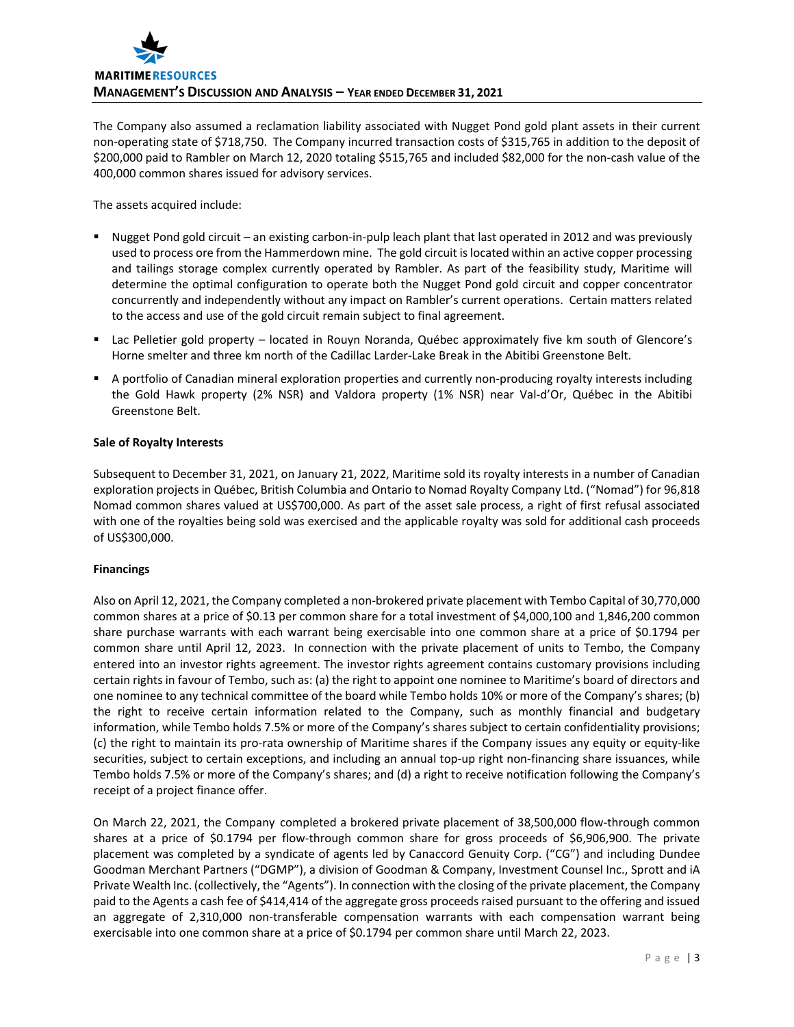The Company also assumed a reclamation liability associated with Nugget Pond gold plant assets in their current non-operating state of $718,750. The Company incurred transaction costs of $315,765 in addition to the deposit of $200,000 paid to Rambler on March 12, 2020 totaling $515,765 and included $82,000 for the non-cash value of the 400,000 common shares issued for advisory services.

The assets acquired include:

- Nugget Pond gold circuit – an existing carbon-in-pulp leach plant that last operated in 2012 and was previously used to process ore from the Hammerdown mine. The gold circuit is located within an active copper processing and tailings storage complex currently operated by Rambler. As part of the feasibility study, Maritime will determine the optimal configuration to operate both the Nugget Pond gold circuit and copper concentrator concurrently and independently without any impact on Rambler's current operations. Certain matters related to the access and use of the gold circuit remain subject to final agreement.
- Lac Pelletier gold property – located in Rouyn Noranda, Québec approximately five km south of Glencore's Horne smelter and three km north of the Cadillac Larder-Lake Break in the Abitibi Greenstone Belt.
- A portfolio of Canadian mineral exploration properties and currently non-producing royalty interests including the Gold Hawk property (2% NSR) and Valdora property (1% NSR) near Val-d'Or, Québec in the Abitibi Greenstone Belt.

**Sale of Royalty Interests**

Subsequent to December 31, 2021, on January 21, 2022, Maritime sold its royalty interests in a number of Canadian exploration projects in Québec, British Columbia and Ontario to Nomad Royalty Company Ltd. ("Nomad") for 96,818 Nomad common shares valued at US$700,000. As part of the asset sale process, a right of first refusal associated with one of the royalties being sold was exercised and the applicable royalty was sold for additional cash proceeds of US$300,000.

**Financings**

Also on April 12, 2021, the Company completed a non-brokered private placement with Tembo Capital of 30,770,000 common shares at a price of $0.13 per common share for a total investment of $4,000,100 and 1,846,200 common share purchase warrants with each warrant being exercisable into one common share at a price of $0.1794 per common share until April 12, 2023. In connection with the private placement of units to Tembo, the Company entered into an investor rights agreement. The investor rights agreement contains customary provisions including certain rights in favour of Tembo, such as: (a) the right to appoint one nominee to Maritime's board of directors and one nominee to any technical committee of the board while Tembo holds 10% or more of the Company's shares; (b) the right to receive certain information related to the Company, such as monthly financial and budgetary information, while Tembo holds 7.5% or more of the Company's shares subject to certain confidentiality provisions; (c) the right to maintain its pro-rata ownership of Maritime shares if the Company issues any equity or equity-like securities, subject to certain exceptions, and including an annual top-up right non-financing share issuances, while Tembo holds 7.5% or more of the Company's shares; and (d) a right to receive notification following the Company's receipt of a project finance offer.

On March 22, 2021, the Company completed a brokered private placement of 38,500,000 flow-through common shares at a price of $0.1794 per flow-through common share for gross proceeds of $6,906,900. The private placement was completed by a syndicate of agents led by Canaccord Genuity Corp. ("CG") and including Dundee Goodman Merchant Partners ("DGMP"), a division of Goodman & Company, Investment Counsel Inc., Sprott and iA Private Wealth Inc. (collectively, the "Agents"). In connection with the closing of the private placement, the Company paid to the Agents a cash fee of $414,414 of the aggregate gross proceeds raised pursuant to the offering and issued an aggregate of 2,310,000 non-transferable compensation warrants with each compensation warrant being exercisable into one common share at a price of $0.1794 per common share until March 22, 2023.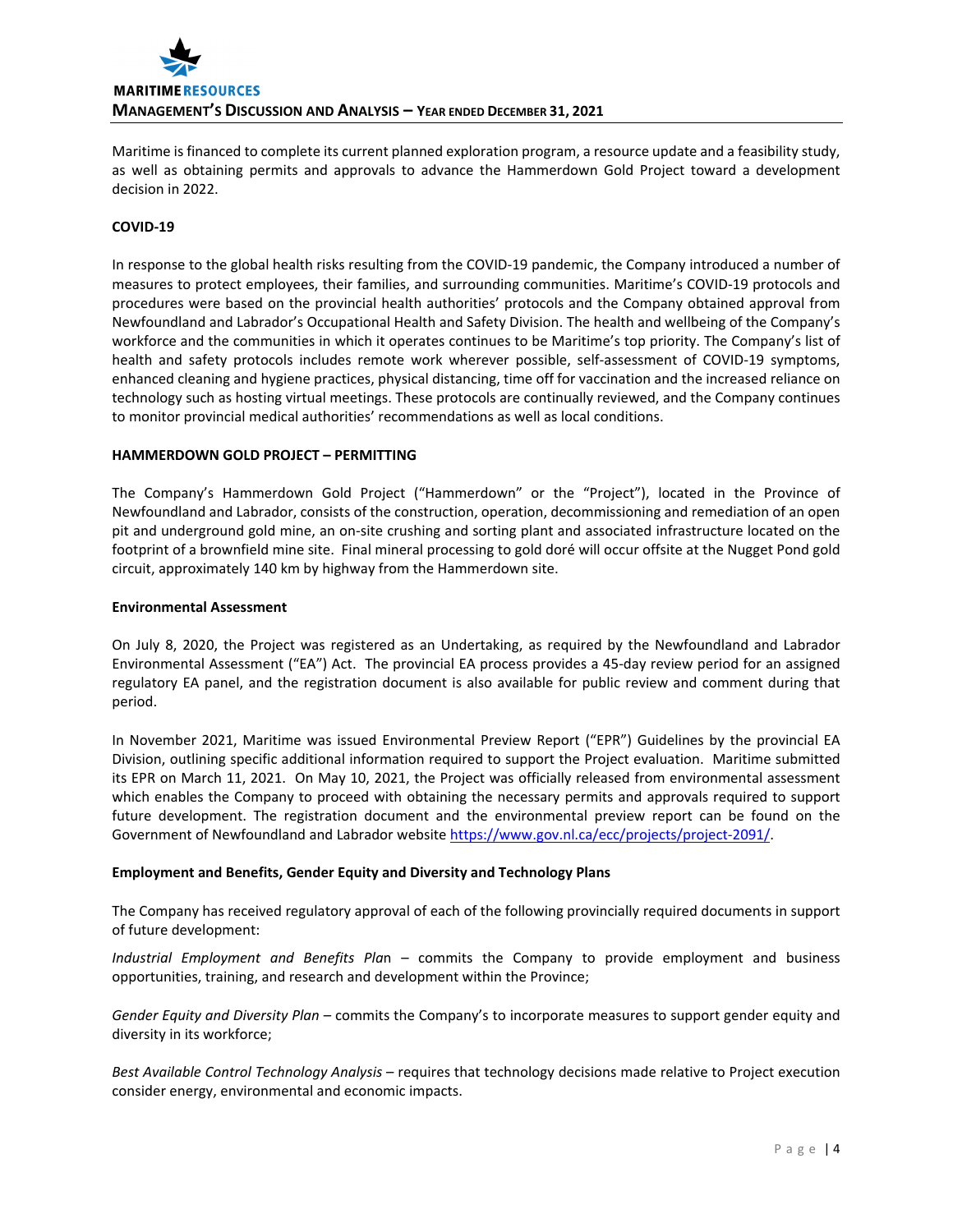Maritime is financed to complete its current planned exploration program, a resource update and a feasibility study, as well as obtaining permits and approvals to advance the Hammerdown Gold Project toward a development decision in 2022.

**COVID-19**

In response to the global health risks resulting from the COVID-19 pandemic, the Company introduced a number of measures to protect employees, their families, and surrounding communities. Maritime's COVID-19 protocols and procedures were based on the provincial health authorities' protocols and the Company obtained approval from Newfoundland and Labrador's Occupational Health and Safety Division. The health and wellbeing of the Company's workforce and the communities in which it operates continues to be Maritime's top priority. The Company's list of health and safety protocols includes remote work wherever possible, self-assessment of COVID-19 symptoms, enhanced cleaning and hygiene practices, physical distancing, time off for vaccination and the increased reliance on technology such as hosting virtual meetings. These protocols are continually reviewed, and the Company continues to monitor provincial medical authorities' recommendations as well as local conditions.

**HAMMERDOWN GOLD PROJECT – PERMITTING**

The Company's Hammerdown Gold Project ("Hammerdown" or the "Project"), located in the Province of Newfoundland and Labrador, consists of the construction, operation, decommissioning and remediation of an open pit and underground gold mine, an on-site crushing and sorting plant and associated infrastructure located on the footprint of a brownfield mine site. Final mineral processing to gold doré will occur offsite at the Nugget Pond gold circuit, approximately 140 km by highway from the Hammerdown site.

**Environmental Assessment**

On July 8, 2020, the Project was registered as an Undertaking, as required by the Newfoundland and Labrador Environmental Assessment ("EA") Act. The provincial EA process provides a 45-day review period for an assigned regulatory EA panel, and the registration document is also available for public review and comment during that period.

In November 2021, Maritime was issued Environmental Preview Report ("EPR") Guidelines by the provincial EA Division, outlining specific additional information required to support the Project evaluation. Maritime submitted its EPR on March 11, 2021. On May 10, 2021, the Project was officially released from environmental assessment which enables the Company to proceed with obtaining the necessary permits and approvals required to support future development. The registration document and the environmental preview report can be found on the Government of Newfoundland and Labrador website https://www.gov.nl.ca/ecc/projects/project-2091/.

**Employment and Benefits, Gender Equity and Diversity and Technology Plans**

The Company has received regulatory approval of each of the following provincially required documents in support of future development:

*Industrial Employment and Benefits Plan* – commits the Company to provide employment and business opportunities, training, and research and development within the Province;

*Gender Equity and Diversity Plan* – commits the Company's to incorporate measures to support gender equity and diversity in its workforce;

*Best Available Control Technology Analysis* – requires that technology decisions made relative to Project execution consider energy, environmental and economic impacts.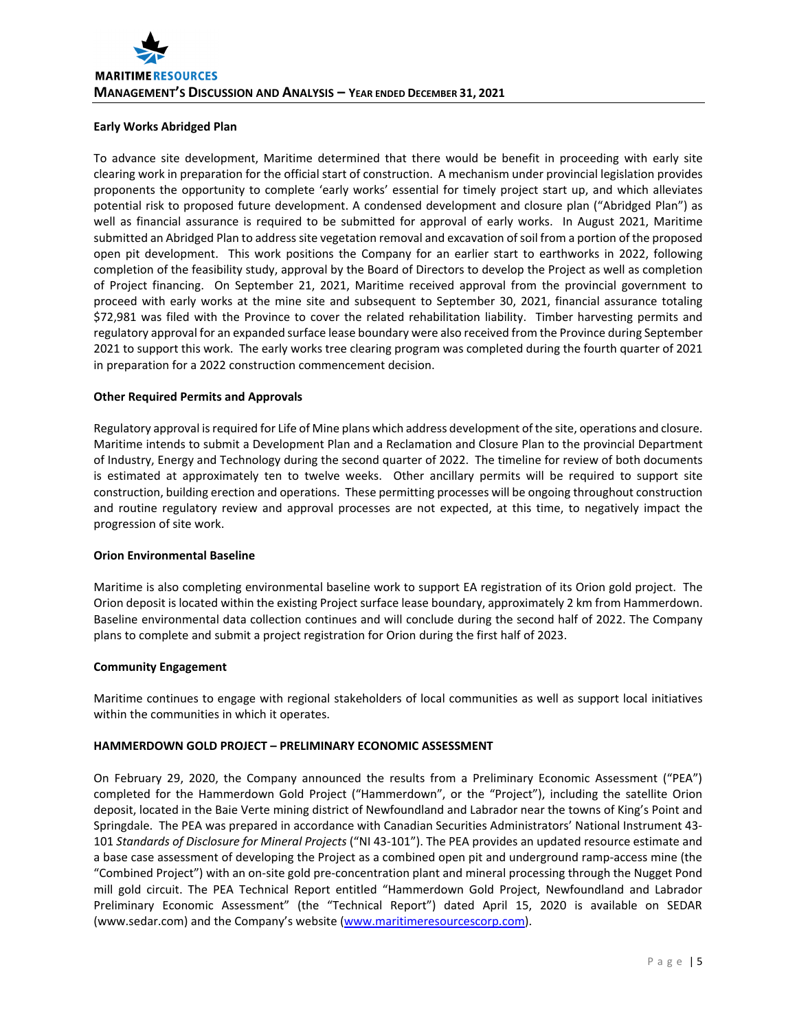### Early Works Abridged Plan

To advance site development, Maritime determined that there would be benefit in proceeding with early site clearing work in preparation for the official start of construction. A mechanism under provincial legislation provides proponents the opportunity to complete 'early works' essential for timely project start up, and which alleviates potential risk to proposed future development. A condensed development and closure plan ("Abridged Plan") as well as financial assurance is required to be submitted for approval of early works. In August 2021, Maritime submitted an Abridged Plan to address site vegetation removal and excavation of soil from a portion of the proposed open pit development. This work positions the Company for an earlier start to earthworks in 2022, following completion of the feasibility study, approval by the Board of Directors to develop the Project as well as completion of Project financing. On September 21, 2021, Maritime received approval from the provincial government to proceed with early works at the mine site and subsequent to September 30, 2021, financial assurance totaling $72,981 was filed with the Province to cover the related rehabilitation liability. Timber harvesting permits and regulatory approval for an expanded surface lease boundary were also received from the Province during September 2021 to support this work. The early works tree clearing program was completed during the fourth quarter of 2021 in preparation for a 2022 construction commencement decision.

### Other Required Permits and Approvals

Regulatory approval is required for Life of Mine plans which address development of the site, operations and closure. Maritime intends to submit a Development Plan and a Reclamation and Closure Plan to the provincial Department of Industry, Energy and Technology during the second quarter of 2022. The timeline for review of both documents is estimated at approximately ten to twelve weeks. Other ancillary permits will be required to support site construction, building erection and operations. These permitting processes will be ongoing throughout construction and routine regulatory review and approval processes are not expected, at this time, to negatively impact the progression of site work.

### Orion Environmental Baseline

Maritime is also completing environmental baseline work to support EA registration of its Orion gold project. The Orion deposit is located within the existing Project surface lease boundary, approximately 2 km from Hammerdown. Baseline environmental data collection continues and will conclude during the second half of 2022. The Company plans to complete and submit a project registration for Orion during the first half of 2023.

### Community Engagement

Maritime continues to engage with regional stakeholders of local communities as well as support local initiatives within the communities in which it operates.

## HAMMERDOWN GOLD PROJECT – PRELIMINARY ECONOMIC ASSESSMENT

On February 29, 2020, the Company announced the results from a Preliminary Economic Assessment ("PEA") completed for the Hammerdown Gold Project ("Hammerdown", or the "Project"), including the satellite Orion deposit, located in the Baie Verte mining district of Newfoundland and Labrador near the towns of King's Point and Springdale. The PEA was prepared in accordance with Canadian Securities Administrators' National Instrument 43-101 *Standards of Disclosure for Mineral Projects* ("NI 43-101"). The PEA provides an updated resource estimate and a base case assessment of developing the Project as a combined open pit and underground ramp-access mine (the "Combined Project") with an on-site gold pre-concentration plant and mineral processing through the Nugget Pond mill gold circuit. The PEA Technical Report entitled "Hammerdown Gold Project, Newfoundland and Labrador Preliminary Economic Assessment" (the "Technical Report") dated April 15, 2020 is available on SEDAR (www.sedar.com) and the Company's website (www.maritimeresourcescorp.com).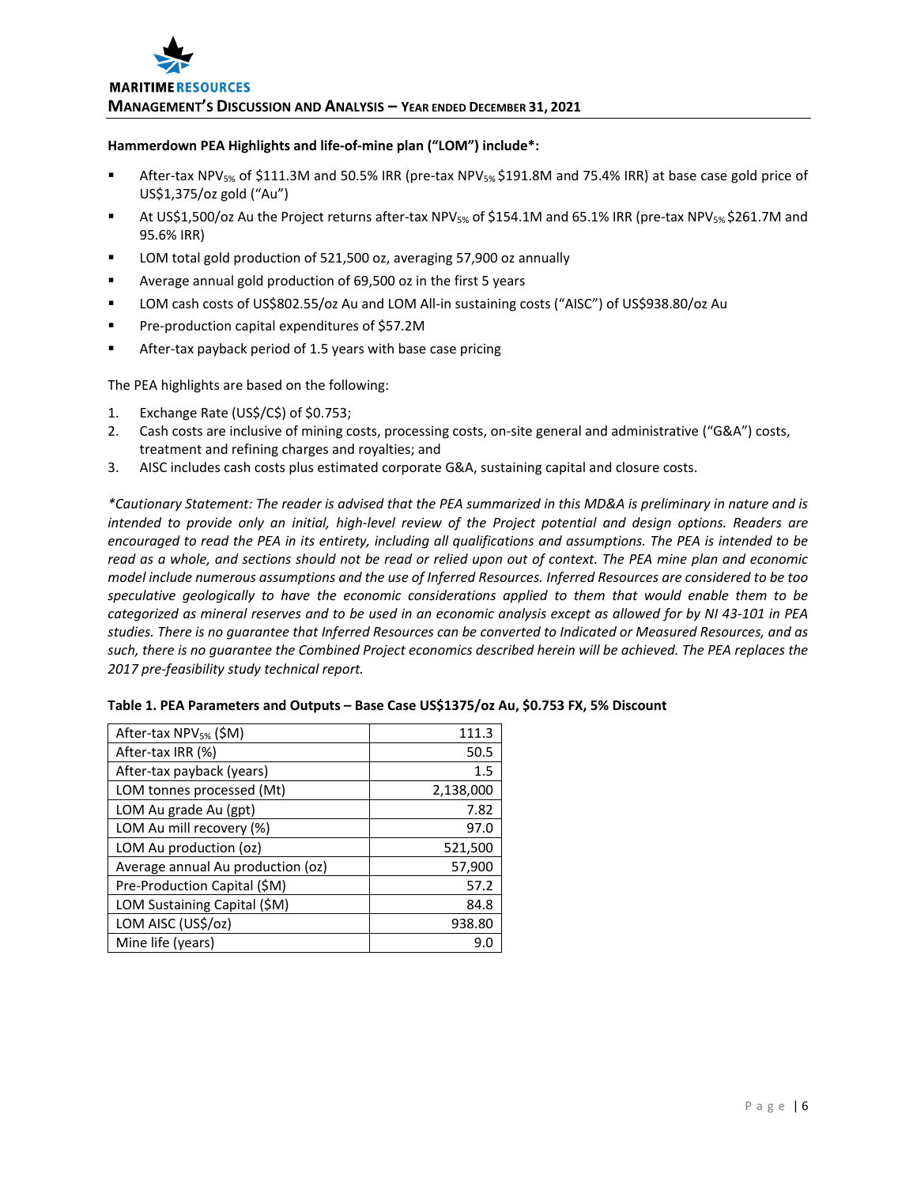**Hammerdown PEA Highlights and life-of-mine plan ("LOM") include*:**

- After-tax $NPV_{5\%}$ of $111.3M and 50.5% IRR (pre-tax $NPV_{5\%}$ $191.8M and 75.4% IRR) at base case gold price of US$1,375/oz gold ("Au")
- At US$1,500/oz Au the Project returns after-tax $NPV_{5\%}$ of $154.1M and 65.1% IRR (pre-tax $NPV_{5\%}$ $261.7M and 95.6% IRR)
- LOM total gold production of 521,500 oz, averaging 57,900 oz annually
- Average annual gold production of 69,500 oz in the first 5 years
- LOM cash costs of US$802.55/oz Au and LOM All-in sustaining costs ("AISC") of US$938.80/oz Au
- Pre-production capital expenditures of $57.2M
- After-tax payback period of 1.5 years with base case pricing

The PEA highlights are based on the following:

1. Exchange Rate (US$/C$) of $0.753;
2. Cash costs are inclusive of mining costs, processing costs, on-site general and administrative ("G&A") costs, treatment and refining charges and royalties; and
3. AISC includes cash costs plus estimated corporate G&A, sustaining capital and closure costs.

**Cautionary Statement: The reader is advised that the PEA summarized in this MD&A is preliminary in nature and is intended to provide only an initial, high-level review of the Project potential and design options. Readers are encouraged to read the PEA in its entirety, including all qualifications and assumptions. The PEA is intended to be read as a whole, and sections should not be read or relied upon out of context. The PEA mine plan and economic model include numerous assumptions and the use of Inferred Resources. Inferred Resources are considered to be too speculative geologically to have the economic considerations applied to them that would enable them to be categorized as mineral reserves and to be used in an economic analysis except as allowed for by NI 43-101 in PEA studies. There is no guarantee that Inferred Resources can be converted to Indicated or Measured Resources, and as such, there is no guarantee the Combined Project economics described herein will be achieved. The PEA replaces the 2017 pre-feasibility study technical report.*

**Table 1. PEA Parameters and Outputs – Base Case US$1375/oz Au, $0.753 FX, 5% Discount**

| Parameter | Value |
|---|---|
| After-tax $NPV_{5\%}$ ($M) | 111.3 |
| After-tax IRR (%) | 50.5 |
| After-tax payback (years) | 1.5 |
| LOM tonnes processed (Mt) | 2,138,000 |
| LOM Au grade Au (gpt) | 7.82 |
| LOM Au mill recovery (%) | 97.0 |
| LOM Au production (oz) | 521,500 |
| Average annual Au production (oz) | 57,900 |
| Pre-Production Capital ($M) | 57.2 |
| LOM Sustaining Capital ($M) | 84.8 |
| LOM AISC (US$/oz) | 938.80 |
| Mine life (years) | 9.0 |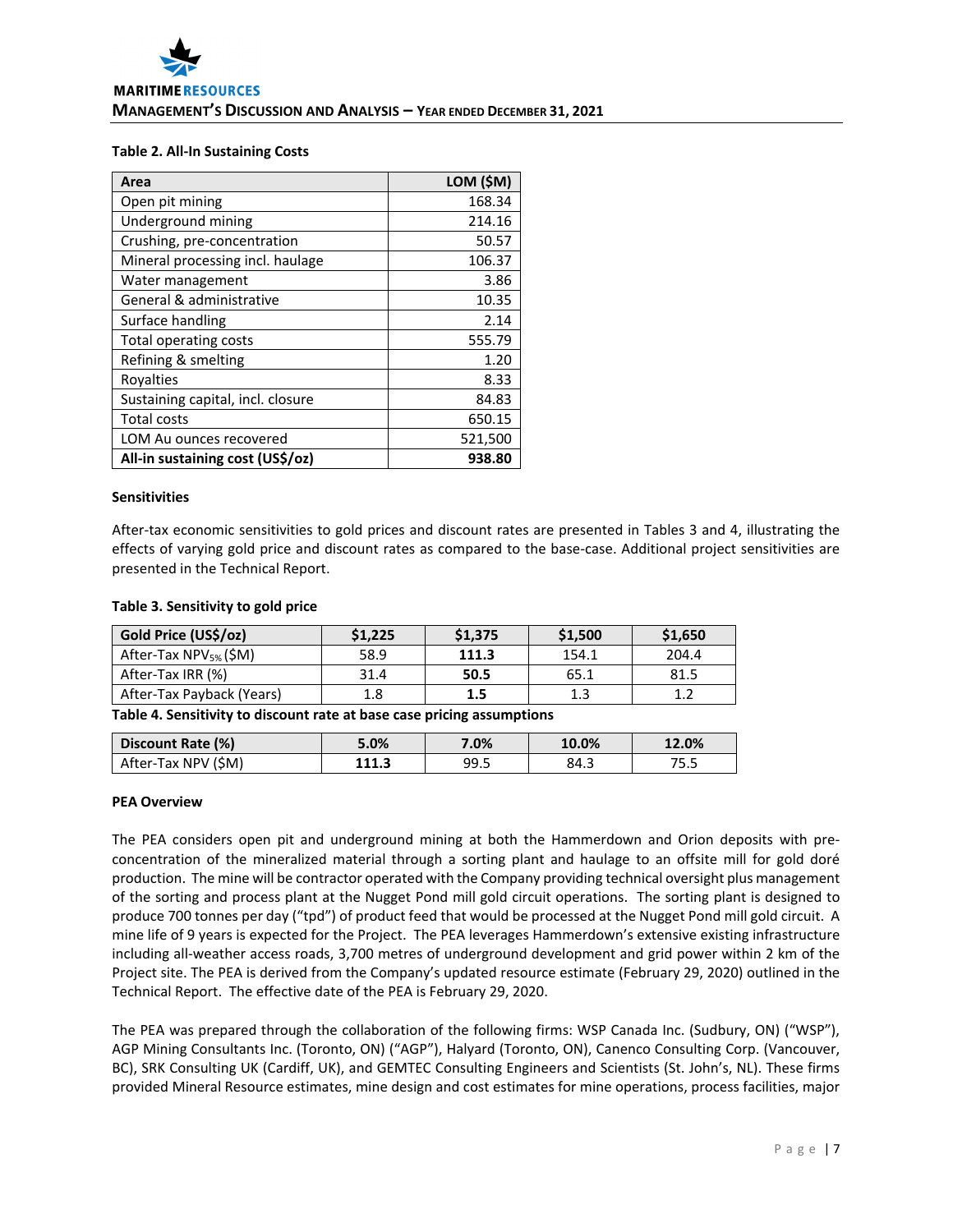**Table 2. All-In Sustaining Costs**

| Area | LOM ($M) |
|---|---|
| Open pit mining | 168.34 |
| Underground mining | 214.16 |
| Crushing, pre-concentration | 50.57 |
| Mineral processing incl. haulage | 106.37 |
| Water management | 3.86 |
| General & administrative | 10.35 |
| Surface handling | 2.14 |
| Total operating costs | 555.79 |
| Refining & smelting | 1.20 |
| Royalties | 8.33 |
| Sustaining capital, incl. closure | 84.83 |
| Total costs | 650.15 |
| LOM Au ounces recovered | 521,500 |
| **All-in sustaining cost (US$/oz)** | **938.80** |

**Sensitivities**

After-tax economic sensitivities to gold prices and discount rates are presented in Tables 3 and 4, illustrating the effects of varying gold price and discount rates as compared to the base-case. Additional project sensitivities are presented in the Technical Report.

**Table 3. Sensitivity to gold price**

| Gold Price (US$/oz) | $1,225 | $1,375 | $1,500 | $1,650 |
|---|---|---|---|---|
| After-Tax $NPV_{5\%}$ ($M) | 58.9 | **111.3** | 154.1 | 204.4 |
| After-Tax IRR (%) | 31.4 | **50.5** | 65.1 | 81.5 |
| After-Tax Payback (Years) | 1.8 | **1.5** | 1.3 | 1.2 |

**Table 4. Sensitivity to discount rate at base case pricing assumptions**

| Discount Rate (%) | 5.0% | 7.0% | 10.0% | 12.0% |
|---|---|---|---|---|
| After-Tax NPV ($M) | **111.3** | 99.5 | 84.3 | 75.5 |

**PEA Overview**

The PEA considers open pit and underground mining at both the Hammerdown and Orion deposits with pre-concentration of the mineralized material through a sorting plant and haulage to an offsite mill for gold doré production. The mine will be contractor operated with the Company providing technical oversight plus management of the sorting and process plant at the Nugget Pond mill gold circuit operations. The sorting plant is designed to produce 700 tonnes per day ("tpd") of product feed that would be processed at the Nugget Pond mill gold circuit. A mine life of 9 years is expected for the Project. The PEA leverages Hammerdown's extensive existing infrastructure including all-weather access roads, 3,700 metres of underground development and grid power within 2 km of the Project site. The PEA is derived from the Company's updated resource estimate (February 29, 2020) outlined in the Technical Report. The effective date of the PEA is February 29, 2020.

The PEA was prepared through the collaboration of the following firms: WSP Canada Inc. (Sudbury, ON) ("WSP"), AGP Mining Consultants Inc. (Toronto, ON) ("AGP"), Halyard (Toronto, ON), Canenco Consulting Corp. (Vancouver, BC), SRK Consulting UK (Cardiff, UK), and GEMTEC Consulting Engineers and Scientists (St. John's, NL). These firms provided Mineral Resource estimates, mine design and cost estimates for mine operations, process facilities, major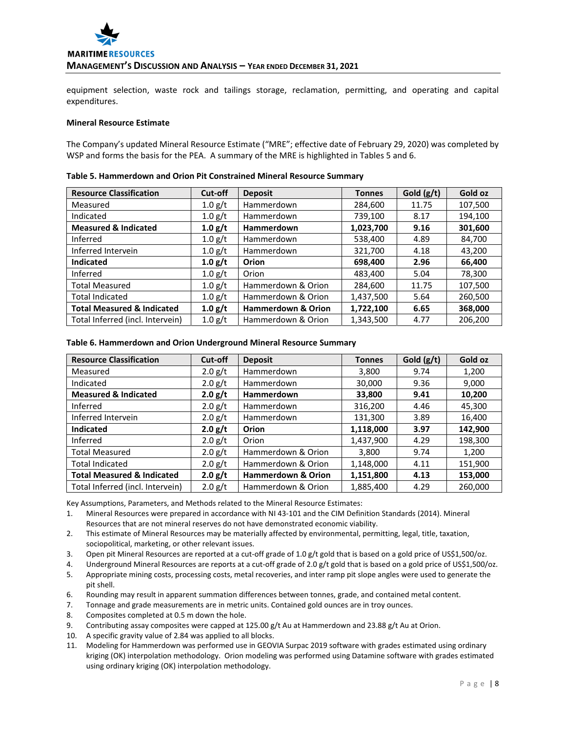equipment selection, waste rock and tailings storage, reclamation, permitting, and operating and capital expenditures.

**Mineral Resource Estimate**

The Company's updated Mineral Resource Estimate ("MRE"; effective date of February 29, 2020) was completed by WSP and forms the basis for the PEA. A summary of the MRE is highlighted in Tables 5 and 6.

**Table 5. Hammerdown and Orion Pit Constrained Mineral Resource Summary**

| Resource Classification | Cut-off | Deposit | Tonnes | Gold (g/t) | Gold oz |
|---|---|---|---|---|---|
| Measured | 1.0 g/t | Hammerdown | 284,600 | 11.75 | 107,500 |
| Indicated | 1.0 g/t | Hammerdown | 739,100 | 8.17 | 194,100 |
| **Measured & Indicated** | **1.0 g/t** | **Hammerdown** | **1,023,700** | **9.16** | **301,600** |
| Inferred | 1.0 g/t | Hammerdown | 538,400 | 4.89 | 84,700 |
| Inferred Intervein | 1.0 g/t | Hammerdown | 321,700 | 4.18 | 43,200 |
| **Indicated** | **1.0 g/t** | **Orion** | **698,400** | **2.96** | **66,400** |
| Inferred | 1.0 g/t | Orion | 483,400 | 5.04 | 78,300 |
| Total Measured | 1.0 g/t | Hammerdown & Orion | 284,600 | 11.75 | 107,500 |
| Total Indicated | 1.0 g/t | Hammerdown & Orion | 1,437,500 | 5.64 | 260,500 |
| **Total Measured & Indicated** | **1.0 g/t** | **Hammerdown & Orion** | **1,722,100** | **6.65** | **368,000** |
| Total Inferred (incl. Intervein) | 1.0 g/t | Hammerdown & Orion | 1,343,500 | 4.77 | 206,200 |

**Table 6. Hammerdown and Orion Underground Mineral Resource Summary**

| Resource Classification | Cut-off | Deposit | Tonnes | Gold (g/t) | Gold oz |
|---|---|---|---|---|---|
| Measured | 2.0 g/t | Hammerdown | 3,800 | 9.74 | 1,200 |
| Indicated | 2.0 g/t | Hammerdown | 30,000 | 9.36 | 9,000 |
| **Measured & Indicated** | **2.0 g/t** | **Hammerdown** | **33,800** | **9.41** | **10,200** |
| Inferred | 2.0 g/t | Hammerdown | 316,200 | 4.46 | 45,300 |
| Inferred Intervein | 2.0 g/t | Hammerdown | 131,300 | 3.89 | 16,400 |
| **Indicated** | **2.0 g/t** | **Orion** | **1,118,000** | **3.97** | **142,900** |
| Inferred | 2.0 g/t | Orion | 1,437,900 | 4.29 | 198,300 |
| Total Measured | 2.0 g/t | Hammerdown & Orion | 3,800 | 9.74 | 1,200 |
| Total Indicated | 2.0 g/t | Hammerdown & Orion | 1,148,000 | 4.11 | 151,900 |
| **Total Measured & Indicated** | **2.0 g/t** | **Hammerdown & Orion** | **1,151,800** | **4.13** | **153,000** |
| Total Inferred (incl. Intervein) | 2.0 g/t | Hammerdown & Orion | 1,885,400 | 4.29 | 260,000 |

Key Assumptions, Parameters, and Methods related to the Mineral Resource Estimates:

1. Mineral Resources were prepared in accordance with NI 43-101 and the CIM Definition Standards (2014). Mineral Resources that are not mineral reserves do not have demonstrated economic viability.
2. This estimate of Mineral Resources may be materially affected by environmental, permitting, legal, title, taxation, sociopolitical, marketing, or other relevant issues.
3. Open pit Mineral Resources are reported at a cut-off grade of 1.0 g/t gold that is based on a gold price of US$1,500/oz.
4. Underground Mineral Resources are reports at a cut-off grade of 2.0 g/t gold that is based on a gold price of US$1,500/oz.
5. Appropriate mining costs, processing costs, metal recoveries, and inter ramp pit slope angles were used to generate the pit shell.
6. Rounding may result in apparent summation differences between tonnes, grade, and contained metal content.
7. Tonnage and grade measurements are in metric units. Contained gold ounces are in troy ounces.
8. Composites completed at 0.5 m down the hole.
9. Contributing assay composites were capped at 125.00 g/t Au at Hammerdown and 23.88 g/t Au at Orion.
10. A specific gravity value of 2.84 was applied to all blocks.
11. Modeling for Hammerdown was performed use in GEOVIA Surpac 2019 software with grades estimated using ordinary kriging (OK) interpolation methodology. Orion modeling was performed using Datamine software with grades estimated using ordinary kriging (OK) interpolation methodology.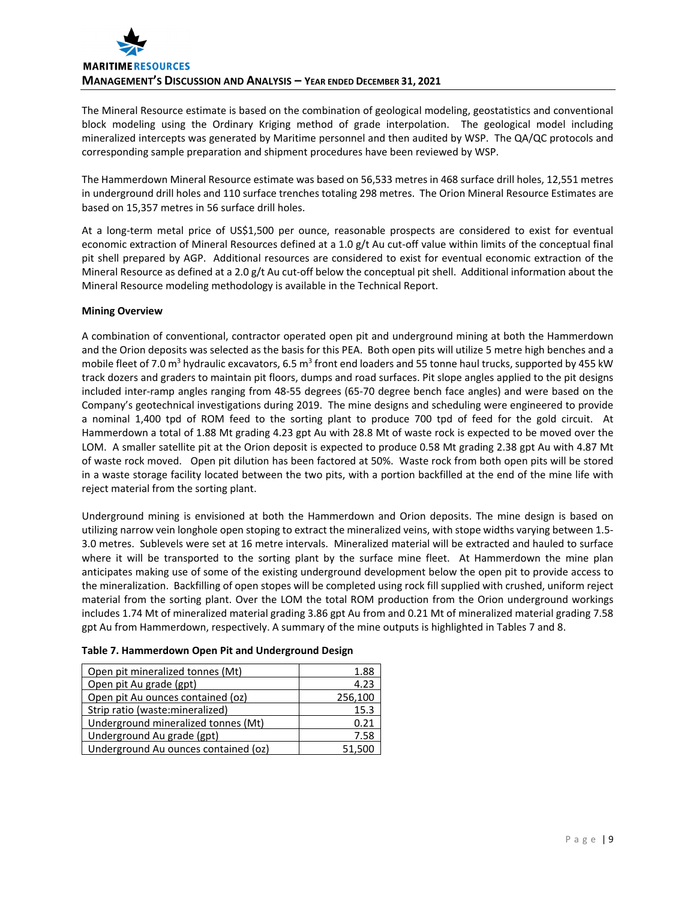The Mineral Resource estimate is based on the combination of geological modeling, geostatistics and conventional block modeling using the Ordinary Kriging method of grade interpolation. The geological model including mineralized intercepts was generated by Maritime personnel and then audited by WSP. The QA/QC protocols and corresponding sample preparation and shipment procedures have been reviewed by WSP.

The Hammerdown Mineral Resource estimate was based on 56,533 metres in 468 surface drill holes, 12,551 metres in underground drill holes and 110 surface trenches totaling 298 metres. The Orion Mineral Resource Estimates are based on 15,357 metres in 56 surface drill holes.

At a long-term metal price of US$1,500 per ounce, reasonable prospects are considered to exist for eventual economic extraction of Mineral Resources defined at a 1.0 g/t Au cut-off value within limits of the conceptual final pit shell prepared by AGP. Additional resources are considered to exist for eventual economic extraction of the Mineral Resource as defined at a 2.0 g/t Au cut-off below the conceptual pit shell. Additional information about the Mineral Resource modeling methodology is available in the Technical Report.

**Mining Overview**

A combination of conventional, contractor operated open pit and underground mining at both the Hammerdown and the Orion deposits was selected as the basis for this PEA. Both open pits will utilize 5 metre high benches and a mobile fleet of 7.0 $m^3$ hydraulic excavators, 6.5 $m^3$ front end loaders and 55 tonne haul trucks, supported by 455 kW track dozers and graders to maintain pit floors, dumps and road surfaces. Pit slope angles applied to the pit designs included inter-ramp angles ranging from 48-55 degrees (65-70 degree bench face angles) and were based on the Company's geotechnical investigations during 2019. The mine designs and scheduling were engineered to provide a nominal 1,400 tpd of ROM feed to the sorting plant to produce 700 tpd of feed for the gold circuit. At Hammerdown a total of 1.88 Mt grading 4.23 gpt Au with 28.8 Mt of waste rock is expected to be moved over the LOM. A smaller satellite pit at the Orion deposit is expected to produce 0.58 Mt grading 2.38 gpt Au with 4.87 Mt of waste rock moved. Open pit dilution has been factored at 50%. Waste rock from both open pits will be stored in a waste storage facility located between the two pits, with a portion backfilled at the end of the mine life with reject material from the sorting plant.

Underground mining is envisioned at both the Hammerdown and Orion deposits. The mine design is based on utilizing narrow vein longhole open stoping to extract the mineralized veins, with stope widths varying between 1.5-3.0 metres. Sublevels were set at 16 metre intervals. Mineralized material will be extracted and hauled to surface where it will be transported to the sorting plant by the surface mine fleet. At Hammerdown the mine plan anticipates making use of some of the existing underground development below the open pit to provide access to the mineralization. Backfilling of open stopes will be completed using rock fill supplied with crushed, uniform reject material from the sorting plant. Over the LOM the total ROM production from the Orion underground workings includes 1.74 Mt of mineralized material grading 3.86 gpt Au from and 0.21 Mt of mineralized material grading 7.58 gpt Au from Hammerdown, respectively. A summary of the mine outputs is highlighted in Tables 7 and 8.

**Table 7. Hammerdown Open Pit and Underground Design**

| | |
|---|---|
| Open pit mineralized tonnes (Mt) | 1.88 |
| Open pit Au grade (gpt) | 4.23 |
| Open pit Au ounces contained (oz) | 256,100 |
| Strip ratio (waste:mineralized) | 15.3 |
| Underground mineralized tonnes (Mt) | 0.21 |
| Underground Au grade (gpt) | 7.58 |
| Underground Au ounces contained (oz) | 51,500 |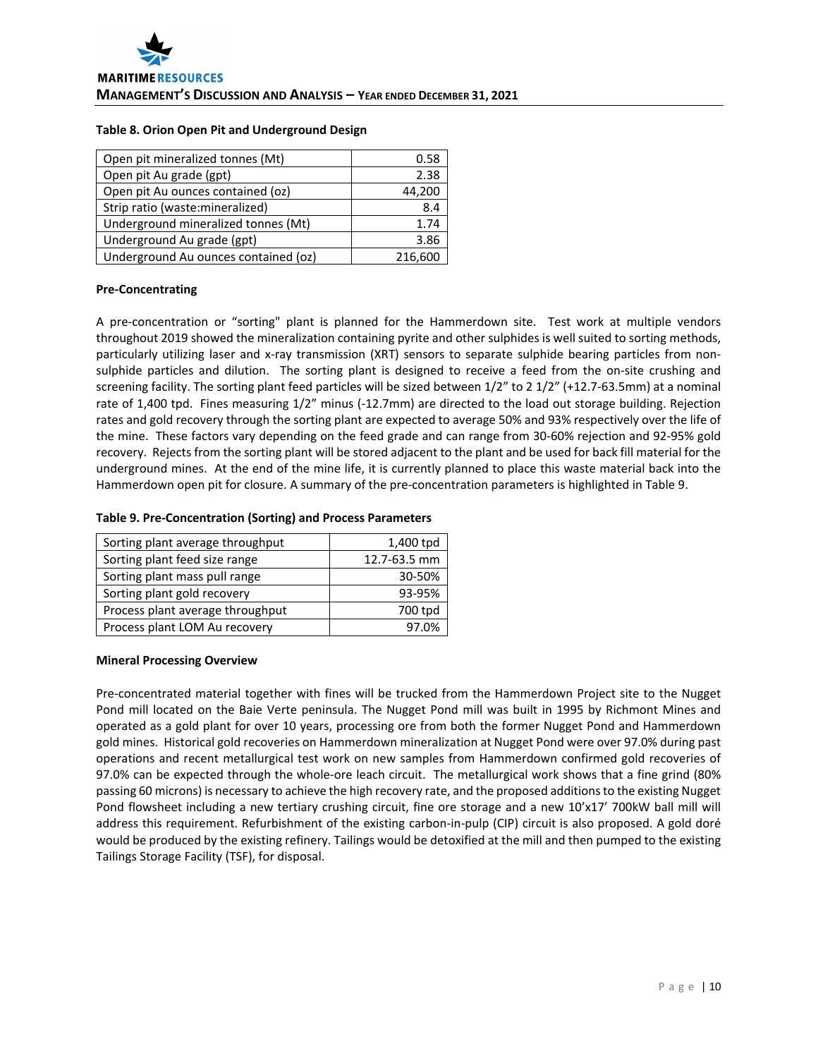**Table 8. Orion Open Pit and Underground Design**

| | |
|---|---|
| Open pit mineralized tonnes (Mt) | 0.58 |
| Open pit Au grade (gpt) | 2.38 |
| Open pit Au ounces contained (oz) | 44,200 |
| Strip ratio (waste:mineralized) | 8.4 |
| Underground mineralized tonnes (Mt) | 1.74 |
| Underground Au grade (gpt) | 3.86 |
| Underground Au ounces contained (oz) | 216,600 |

**Pre-Concentrating**

A pre-concentration or "sorting" plant is planned for the Hammerdown site. Test work at multiple vendors throughout 2019 showed the mineralization containing pyrite and other sulphides is well suited to sorting methods, particularly utilizing laser and x-ray transmission (XRT) sensors to separate sulphide bearing particles from non-sulphide particles and dilution. The sorting plant is designed to receive a feed from the on-site crushing and screening facility. The sorting plant feed particles will be sized between 1/2" to 2 1/2" (+12.7-63.5mm) at a nominal rate of 1,400 tpd. Fines measuring 1/2" minus (-12.7mm) are directed to the load out storage building. Rejection rates and gold recovery through the sorting plant are expected to average 50% and 93% respectively over the life of the mine. These factors vary depending on the feed grade and can range from 30-60% rejection and 92-95% gold recovery. Rejects from the sorting plant will be stored adjacent to the plant and be used for back fill material for the underground mines. At the end of the mine life, it is currently planned to place this waste material back into the Hammerdown open pit for closure. A summary of the pre-concentration parameters is highlighted in Table 9.

**Table 9. Pre-Concentration (Sorting) and Process Parameters**

| | |
|---|---|
| Sorting plant average throughput | 1,400 tpd |
| Sorting plant feed size range | 12.7-63.5 mm |
| Sorting plant mass pull range | 30-50% |
| Sorting plant gold recovery | 93-95% |
| Process plant average throughput | 700 tpd |
| Process plant LOM Au recovery | 97.0% |

**Mineral Processing Overview**

Pre-concentrated material together with fines will be trucked from the Hammerdown Project site to the Nugget Pond mill located on the Baie Verte peninsula. The Nugget Pond mill was built in 1995 by Richmont Mines and operated as a gold plant for over 10 years, processing ore from both the former Nugget Pond and Hammerdown gold mines. Historical gold recoveries on Hammerdown mineralization at Nugget Pond were over 97.0% during past operations and recent metallurgical test work on new samples from Hammerdown confirmed gold recoveries of 97.0% can be expected through the whole-ore leach circuit. The metallurgical work shows that a fine grind (80% passing 60 microns) is necessary to achieve the high recovery rate, and the proposed additions to the existing Nugget Pond flowsheet including a new tertiary crushing circuit, fine ore storage and a new 10'x17' 700kW ball mill will address this requirement. Refurbishment of the existing carbon-in-pulp (CIP) circuit is also proposed. A gold doré would be produced by the existing refinery. Tailings would be detoxified at the mill and then pumped to the existing Tailings Storage Facility (TSF), for disposal.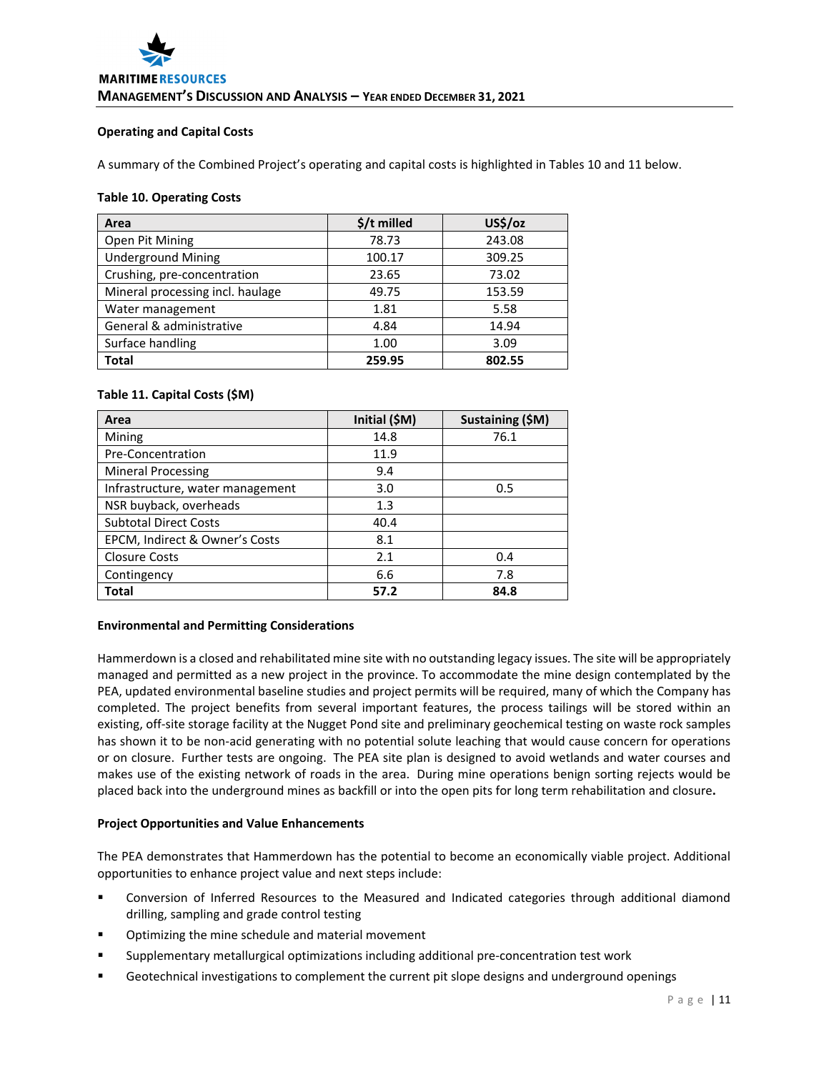### Operating and Capital Costs

A summary of the Combined Project's operating and capital costs is highlighted in Tables 10 and 11 below.

**Table 10. Operating Costs**

| Area | $/t milled | US$/oz |
|---|---|---|
| Open Pit Mining | 78.73 | 243.08 |
| Underground Mining | 100.17 | 309.25 |
| Crushing, pre-concentration | 23.65 | 73.02 |
| Mineral processing incl. haulage | 49.75 | 153.59 |
| Water management | 1.81 | 5.58 |
| General & administrative | 4.84 | 14.94 |
| Surface handling | 1.00 | 3.09 |
| **Total** | **259.95** | **802.55** |

**Table 11. Capital Costs ($M)**

| Area | Initial ($M) | Sustaining ($M) |
|---|---|---|
| Mining | 14.8 | 76.1 |
| Pre-Concentration | 11.9 | |
| Mineral Processing | 9.4 | |
| Infrastructure, water management | 3.0 | 0.5 |
| NSR buyback, overheads | 1.3 | |
| Subtotal Direct Costs | 40.4 | |
| EPCM, Indirect & Owner's Costs | 8.1 | |
| Closure Costs | 2.1 | 0.4 |
| Contingency | 6.6 | 7.8 |
| **Total** | **57.2** | **84.8** |

### Environmental and Permitting Considerations

Hammerdown is a closed and rehabilitated mine site with no outstanding legacy issues. The site will be appropriately managed and permitted as a new project in the province. To accommodate the mine design contemplated by the PEA, updated environmental baseline studies and project permits will be required, many of which the Company has completed. The project benefits from several important features, the process tailings will be stored within an existing, off-site storage facility at the Nugget Pond site and preliminary geochemical testing on waste rock samples has shown it to be non-acid generating with no potential solute leaching that would cause concern for operations or on closure. Further tests are ongoing. The PEA site plan is designed to avoid wetlands and water courses and makes use of the existing network of roads in the area. During mine operations benign sorting rejects would be placed back into the underground mines as backfill or into the open pits for long term rehabilitation and closure.

### Project Opportunities and Value Enhancements

The PEA demonstrates that Hammerdown has the potential to become an economically viable project. Additional opportunities to enhance project value and next steps include:

- Conversion of Inferred Resources to the Measured and Indicated categories through additional diamond drilling, sampling and grade control testing
- Optimizing the mine schedule and material movement
- Supplementary metallurgical optimizations including additional pre-concentration test work
- Geotechnical investigations to complement the current pit slope designs and underground openings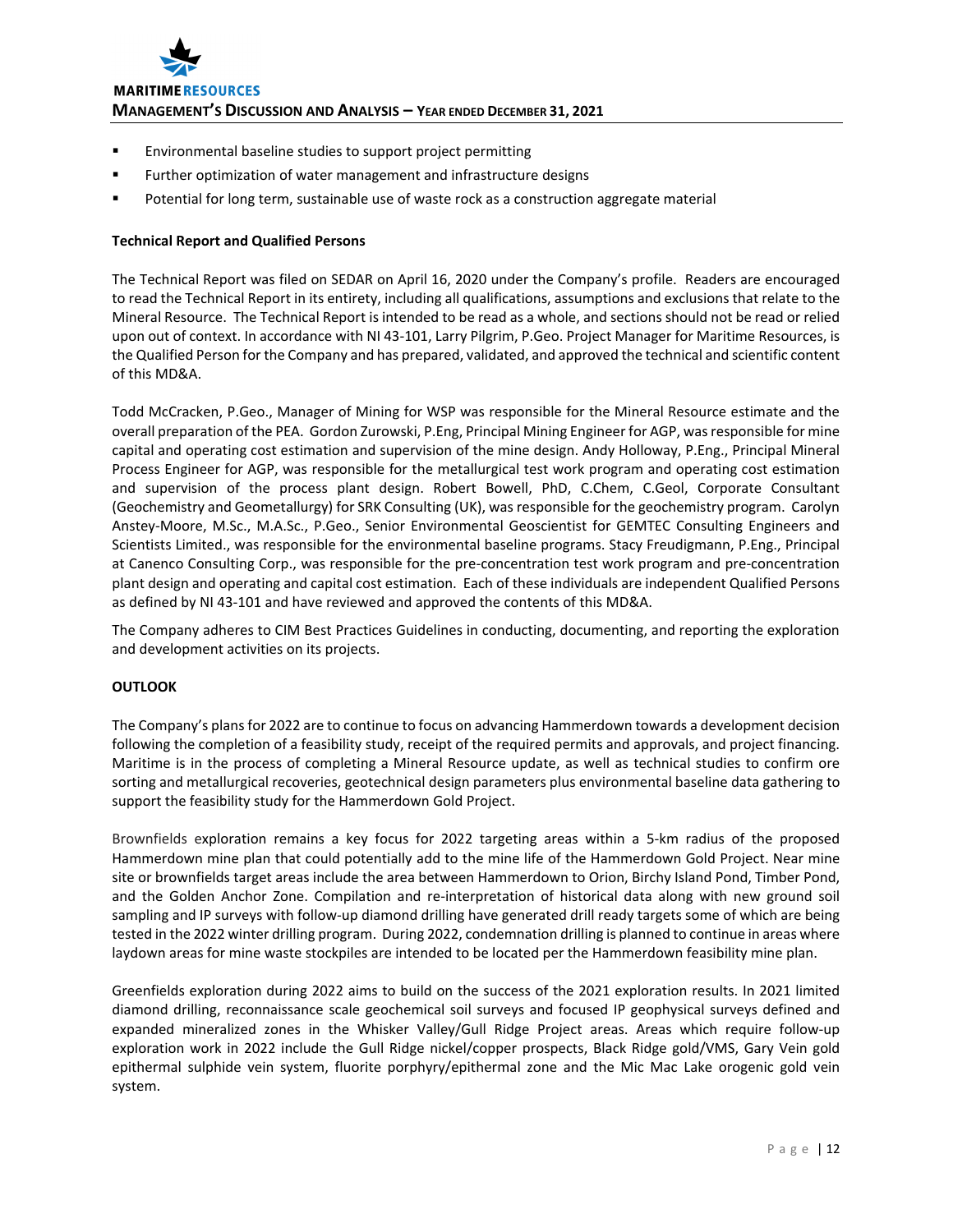- Environmental baseline studies to support project permitting
- Further optimization of water management and infrastructure designs
- Potential for long term, sustainable use of waste rock as a construction aggregate material

**Technical Report and Qualified Persons**

The Technical Report was filed on SEDAR on April 16, 2020 under the Company's profile. Readers are encouraged to read the Technical Report in its entirety, including all qualifications, assumptions and exclusions that relate to the Mineral Resource. The Technical Report is intended to be read as a whole, and sections should not be read or relied upon out of context. In accordance with NI 43-101, Larry Pilgrim, P.Geo. Project Manager for Maritime Resources, is the Qualified Person for the Company and has prepared, validated, and approved the technical and scientific content of this MD&A.

Todd McCracken, P.Geo., Manager of Mining for WSP was responsible for the Mineral Resource estimate and the overall preparation of the PEA. Gordon Zurowski, P.Eng, Principal Mining Engineer for AGP, was responsible for mine capital and operating cost estimation and supervision of the mine design. Andy Holloway, P.Eng., Principal Mineral Process Engineer for AGP, was responsible for the metallurgical test work program and operating cost estimation and supervision of the process plant design. Robert Bowell, PhD, C.Chem, C.Geol, Corporate Consultant (Geochemistry and Geometallurgy) for SRK Consulting (UK), was responsible for the geochemistry program. Carolyn Anstey-Moore, M.Sc., M.A.Sc., P.Geo., Senior Environmental Geoscientist for GEMTEC Consulting Engineers and Scientists Limited., was responsible for the environmental baseline programs. Stacy Freudigmann, P.Eng., Principal at Canenco Consulting Corp., was responsible for the pre-concentration test work program and pre-concentration plant design and operating and capital cost estimation. Each of these individuals are independent Qualified Persons as defined by NI 43-101 and have reviewed and approved the contents of this MD&A.

The Company adheres to CIM Best Practices Guidelines in conducting, documenting, and reporting the exploration and development activities on its projects.

**OUTLOOK**

The Company's plans for 2022 are to continue to focus on advancing Hammerdown towards a development decision following the completion of a feasibility study, receipt of the required permits and approvals, and project financing. Maritime is in the process of completing a Mineral Resource update, as well as technical studies to confirm ore sorting and metallurgical recoveries, geotechnical design parameters plus environmental baseline data gathering to support the feasibility study for the Hammerdown Gold Project.

Brownfields exploration remains a key focus for 2022 targeting areas within a 5-km radius of the proposed Hammerdown mine plan that could potentially add to the mine life of the Hammerdown Gold Project. Near mine site or brownfields target areas include the area between Hammerdown to Orion, Birchy Island Pond, Timber Pond, and the Golden Anchor Zone. Compilation and re-interpretation of historical data along with new ground soil sampling and IP surveys with follow-up diamond drilling have generated drill ready targets some of which are being tested in the 2022 winter drilling program. During 2022, condemnation drilling is planned to continue in areas where laydown areas for mine waste stockpiles are intended to be located per the Hammerdown feasibility mine plan.

Greenfields exploration during 2022 aims to build on the success of the 2021 exploration results. In 2021 limited diamond drilling, reconnaissance scale geochemical soil surveys and focused IP geophysical surveys defined and expanded mineralized zones in the Whisker Valley/Gull Ridge Project areas. Areas which require follow-up exploration work in 2022 include the Gull Ridge nickel/copper prospects, Black Ridge gold/VMS, Gary Vein gold epithermal sulphide vein system, fluorite porphyry/epithermal zone and the Mic Mac Lake orogenic gold vein system.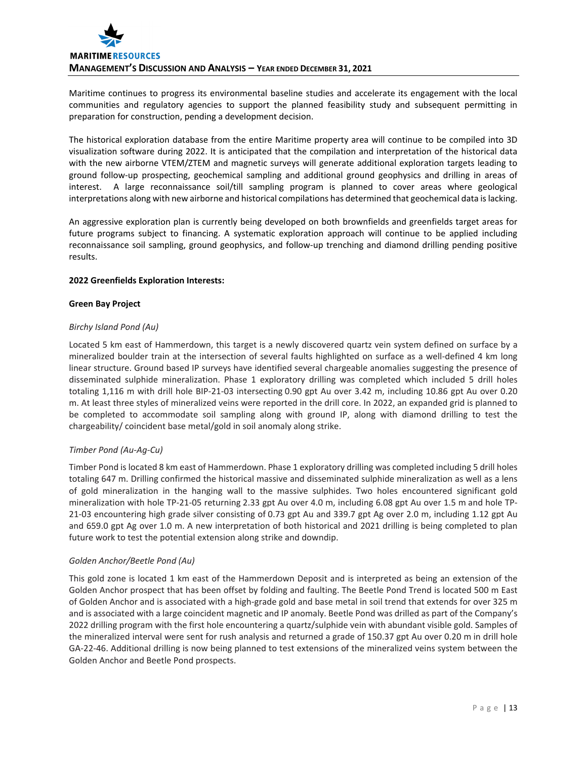Maritime continues to progress its environmental baseline studies and accelerate its engagement with the local communities and regulatory agencies to support the planned feasibility study and subsequent permitting in preparation for construction, pending a development decision.

The historical exploration database from the entire Maritime property area will continue to be compiled into 3D visualization software during 2022. It is anticipated that the compilation and interpretation of the historical data with the new airborne VTEM/ZTEM and magnetic surveys will generate additional exploration targets leading to ground follow-up prospecting, geochemical sampling and additional ground geophysics and drilling in areas of interest. A large reconnaissance soil/till sampling program is planned to cover areas where geological interpretations along with new airborne and historical compilations has determined that geochemical data is lacking.

An aggressive exploration plan is currently being developed on both brownfields and greenfields target areas for future programs subject to financing. A systematic exploration approach will continue to be applied including reconnaissance soil sampling, ground geophysics, and follow-up trenching and diamond drilling pending positive results.

**2022 Greenfields Exploration Interests:**

**Green Bay Project**

*Birchy Island Pond (Au)*

Located 5 km east of Hammerdown, this target is a newly discovered quartz vein system defined on surface by a mineralized boulder train at the intersection of several faults highlighted on surface as a well-defined 4 km long linear structure. Ground based IP surveys have identified several chargeable anomalies suggesting the presence of disseminated sulphide mineralization. Phase 1 exploratory drilling was completed which included 5 drill holes totaling 1,116 m with drill hole BIP-21-03 intersecting 0.90 gpt Au over 3.42 m, including 10.86 gpt Au over 0.20 m. At least three styles of mineralized veins were reported in the drill core. In 2022, an expanded grid is planned to be completed to accommodate soil sampling along with ground IP, along with diamond drilling to test the chargeability/ coincident base metal/gold in soil anomaly along strike.

*Timber Pond (Au-Ag-Cu)*

Timber Pond is located 8 km east of Hammerdown. Phase 1 exploratory drilling was completed including 5 drill holes totaling 647 m. Drilling confirmed the historical massive and disseminated sulphide mineralization as well as a lens of gold mineralization in the hanging wall to the massive sulphides. Two holes encountered significant gold mineralization with hole TP-21-05 returning 2.33 gpt Au over 4.0 m, including 6.08 gpt Au over 1.5 m and hole TP-21-03 encountering high grade silver consisting of 0.73 gpt Au and 339.7 gpt Ag over 2.0 m, including 1.12 gpt Au and 659.0 gpt Ag over 1.0 m. A new interpretation of both historical and 2021 drilling is being completed to plan future work to test the potential extension along strike and downdip.

*Golden Anchor/Beetle Pond (Au)*

This gold zone is located 1 km east of the Hammerdown Deposit and is interpreted as being an extension of the Golden Anchor prospect that has been offset by folding and faulting. The Beetle Pond Trend is located 500 m East of Golden Anchor and is associated with a high-grade gold and base metal in soil trend that extends for over 325 m and is associated with a large coincident magnetic and IP anomaly. Beetle Pond was drilled as part of the Company's 2022 drilling program with the first hole encountering a quartz/sulphide vein with abundant visible gold. Samples of the mineralized interval were sent for rush analysis and returned a grade of 150.37 gpt Au over 0.20 m in drill hole GA-22-46. Additional drilling is now being planned to test extensions of the mineralized veins system between the Golden Anchor and Beetle Pond prospects.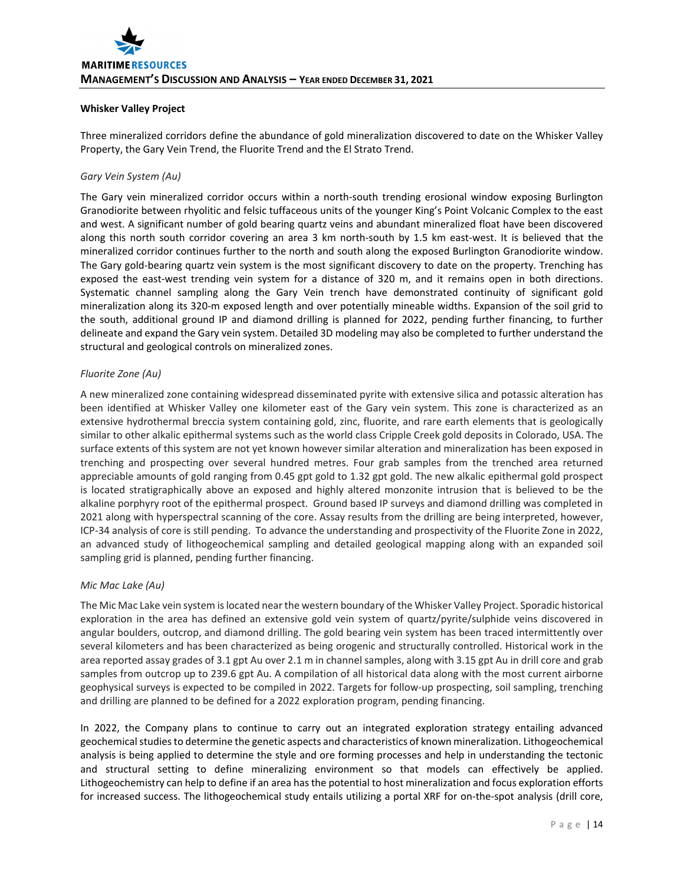**Whisker Valley Project**

Three mineralized corridors define the abundance of gold mineralization discovered to date on the Whisker Valley Property, the Gary Vein Trend, the Fluorite Trend and the El Strato Trend.

*Gary Vein System (Au)*

The Gary vein mineralized corridor occurs within a north-south trending erosional window exposing Burlington Granodiorite between rhyolitic and felsic tuffaceous units of the younger King's Point Volcanic Complex to the east and west. A significant number of gold bearing quartz veins and abundant mineralized float have been discovered along this north south corridor covering an area 3 km north-south by 1.5 km east-west. It is believed that the mineralized corridor continues further to the north and south along the exposed Burlington Granodiorite window. The Gary gold-bearing quartz vein system is the most significant discovery to date on the property. Trenching has exposed the east-west trending vein system for a distance of 320 m, and it remains open in both directions. Systematic channel sampling along the Gary Vein trench have demonstrated continuity of significant gold mineralization along its 320-m exposed length and over potentially mineable widths. Expansion of the soil grid to the south, additional ground IP and diamond drilling is planned for 2022, pending further financing, to further delineate and expand the Gary vein system. Detailed 3D modeling may also be completed to further understand the structural and geological controls on mineralized zones.

*Fluorite Zone (Au)*

A new mineralized zone containing widespread disseminated pyrite with extensive silica and potassic alteration has been identified at Whisker Valley one kilometer east of the Gary vein system. This zone is characterized as an extensive hydrothermal breccia system containing gold, zinc, fluorite, and rare earth elements that is geologically similar to other alkalic epithermal systems such as the world class Cripple Creek gold deposits in Colorado, USA. The surface extents of this system are not yet known however similar alteration and mineralization has been exposed in trenching and prospecting over several hundred metres. Four grab samples from the trenched area returned appreciable amounts of gold ranging from 0.45 gpt gold to 1.32 gpt gold. The new alkalic epithermal gold prospect is located stratigraphically above an exposed and highly altered monzonite intrusion that is believed to be the alkaline porphyry root of the epithermal prospect. Ground based IP surveys and diamond drilling was completed in 2021 along with hyperspectral scanning of the core. Assay results from the drilling are being interpreted, however, ICP-34 analysis of core is still pending. To advance the understanding and prospectivity of the Fluorite Zone in 2022, an advanced study of lithogeochemical sampling and detailed geological mapping along with an expanded soil sampling grid is planned, pending further financing.

*Mic Mac Lake (Au)*

The Mic Mac Lake vein system is located near the western boundary of the Whisker Valley Project. Sporadic historical exploration in the area has defined an extensive gold vein system of quartz/pyrite/sulphide veins discovered in angular boulders, outcrop, and diamond drilling. The gold bearing vein system has been traced intermittently over several kilometers and has been characterized as being orogenic and structurally controlled. Historical work in the area reported assay grades of 3.1 gpt Au over 2.1 m in channel samples, along with 3.15 gpt Au in drill core and grab samples from outcrop up to 239.6 gpt Au. A compilation of all historical data along with the most current airborne geophysical surveys is expected to be compiled in 2022. Targets for follow-up prospecting, soil sampling, trenching and drilling are planned to be defined for a 2022 exploration program, pending financing.

In 2022, the Company plans to continue to carry out an integrated exploration strategy entailing advanced geochemical studies to determine the genetic aspects and characteristics of known mineralization. Lithogeochemical analysis is being applied to determine the style and ore forming processes and help in understanding the tectonic and structural setting to define mineralizing environment so that models can effectively be applied. Lithogeochemistry can help to define if an area has the potential to host mineralization and focus exploration efforts for increased success. The lithogeochemical study entails utilizing a portal XRF for on-the-spot analysis (drill core,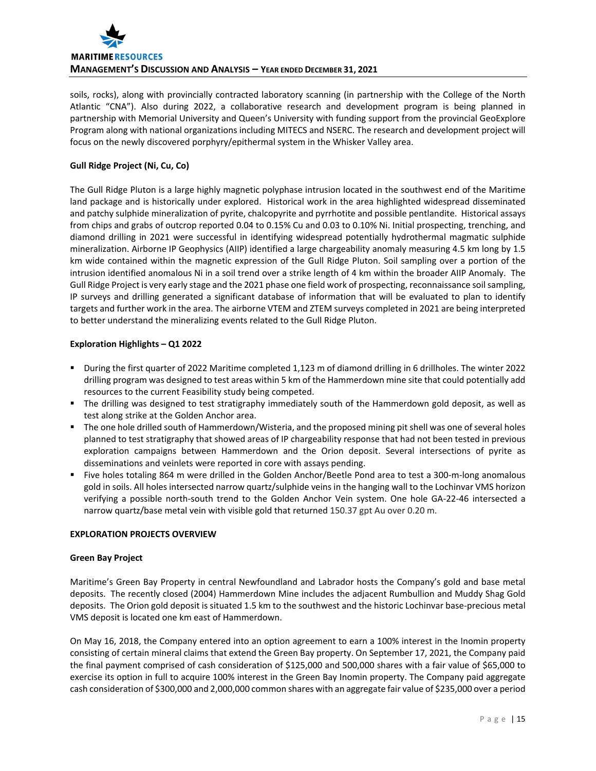soils, rocks), along with provincially contracted laboratory scanning (in partnership with the College of the North Atlantic "CNA"). Also during 2022, a collaborative research and development program is being planned in partnership with Memorial University and Queen's University with funding support from the provincial GeoExplore Program along with national organizations including MITECS and NSERC. The research and development project will focus on the newly discovered porphyry/epithermal system in the Whisker Valley area.

**Gull Ridge Project (Ni, Cu, Co)**

The Gull Ridge Pluton is a large highly magnetic polyphase intrusion located in the southwest end of the Maritime land package and is historically under explored. Historical work in the area highlighted widespread disseminated and patchy sulphide mineralization of pyrite, chalcopyrite and pyrrhotite and possible pentlandite. Historical assays from chips and grabs of outcrop reported 0.04 to 0.15% Cu and 0.03 to 0.10% Ni. Initial prospecting, trenching, and diamond drilling in 2021 were successful in identifying widespread potentially hydrothermal magmatic sulphide mineralization. Airborne IP Geophysics (AIIP) identified a large chargeability anomaly measuring 4.5 km long by 1.5 km wide contained within the magnetic expression of the Gull Ridge Pluton. Soil sampling over a portion of the intrusion identified anomalous Ni in a soil trend over a strike length of 4 km within the broader AIIP Anomaly. The Gull Ridge Project is very early stage and the 2021 phase one field work of prospecting, reconnaissance soil sampling, IP surveys and drilling generated a significant database of information that will be evaluated to plan to identify targets and further work in the area. The airborne VTEM and ZTEM surveys completed in 2021 are being interpreted to better understand the mineralizing events related to the Gull Ridge Pluton.

**Exploration Highlights – Q1 2022**

- During the first quarter of 2022 Maritime completed 1,123 m of diamond drilling in 6 drillholes. The winter 2022 drilling program was designed to test areas within 5 km of the Hammerdown mine site that could potentially add resources to the current Feasibility study being competed.
- The drilling was designed to test stratigraphy immediately south of the Hammerdown gold deposit, as well as test along strike at the Golden Anchor area.
- The one hole drilled south of Hammerdown/Wisteria, and the proposed mining pit shell was one of several holes planned to test stratigraphy that showed areas of IP chargeability response that had not been tested in previous exploration campaigns between Hammerdown and the Orion deposit. Several intersections of pyrite as disseminations and veinlets were reported in core with assays pending.
- Five holes totaling 864 m were drilled in the Golden Anchor/Beetle Pond area to test a 300-m-long anomalous gold in soils. All holes intersected narrow quartz/sulphide veins in the hanging wall to the Lochinvar VMS horizon verifying a possible north-south trend to the Golden Anchor Vein system. One hole GA-22-46 intersected a narrow quartz/base metal vein with visible gold that returned 150.37 gpt Au over 0.20 m.

**EXPLORATION PROJECTS OVERVIEW**

**Green Bay Project**

Maritime's Green Bay Property in central Newfoundland and Labrador hosts the Company's gold and base metal deposits. The recently closed (2004) Hammerdown Mine includes the adjacent Rumbullion and Muddy Shag Gold deposits. The Orion gold deposit is situated 1.5 km to the southwest and the historic Lochinvar base-precious metal VMS deposit is located one km east of Hammerdown.

On May 16, 2018, the Company entered into an option agreement to earn a 100% interest in the Inomin property consisting of certain mineral claims that extend the Green Bay property. On September 17, 2021, the Company paid the final payment comprised of cash consideration of $125,000 and 500,000 shares with a fair value of $65,000 to exercise its option in full to acquire 100% interest in the Green Bay Inomin property. The Company paid aggregate cash consideration of $300,000 and 2,000,000 common shares with an aggregate fair value of $235,000 over a period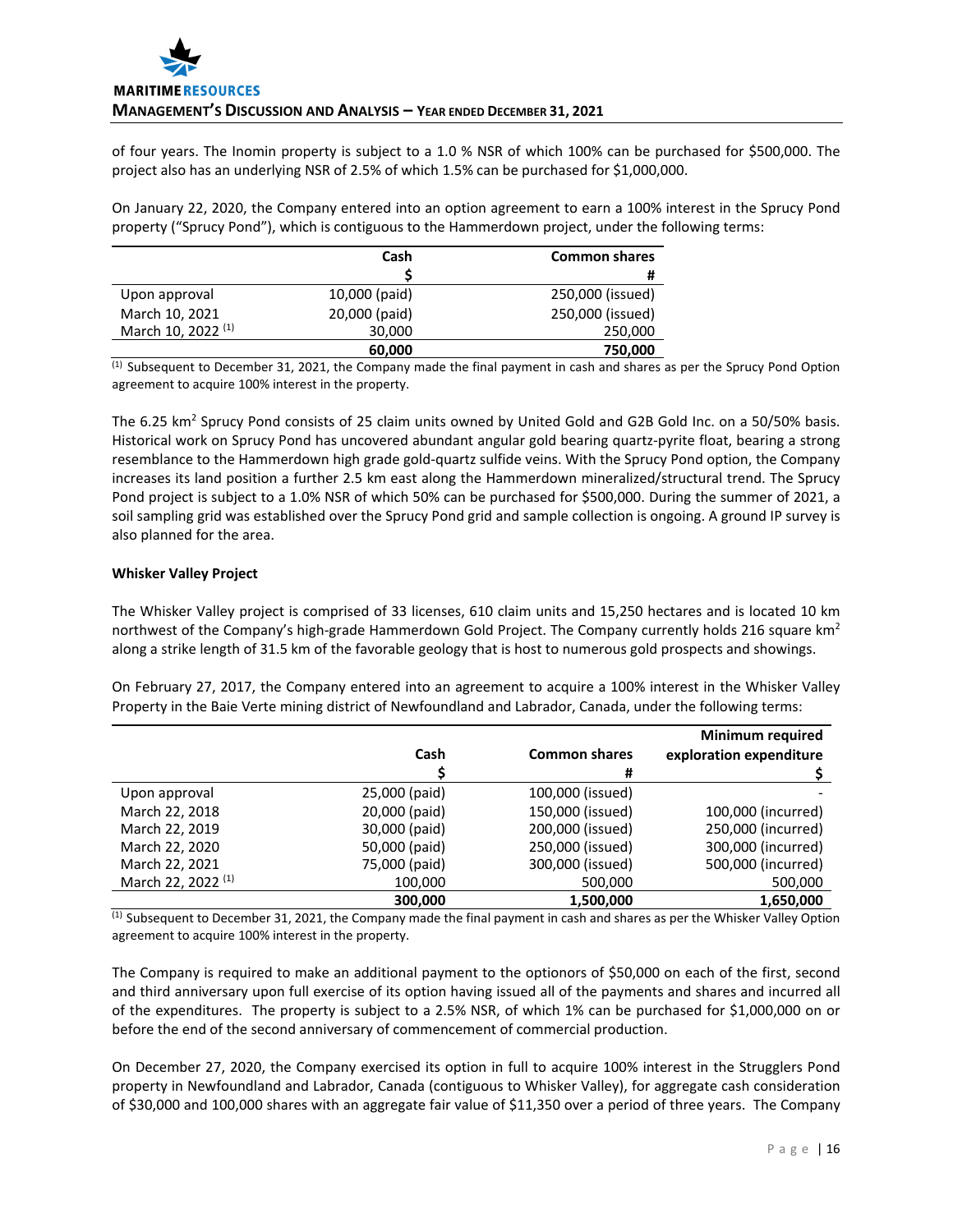of four years. The Inomin property is subject to a 1.0 % NSR of which 100% can be purchased for $500,000. The project also has an underlying NSR of 2.5% of which 1.5% can be purchased for $1,000,000.

On January 22, 2020, the Company entered into an option agreement to earn a 100% interest in the Sprucy Pond property ("Sprucy Pond"), which is contiguous to the Hammerdown project, under the following terms:

| | Cash<br>$ | Common shares<br># |
|---|---|---|
| Upon approval | 10,000 (paid) | 250,000 (issued) |
| March 10, 2021 | 20,000 (paid) | 250,000 (issued) |
| March 10, 2022 [1] | 30,000 | 250,000 |
| | **60,000** | **750,000** |

[1] Subsequent to December 31, 2021, the Company made the final payment in cash and shares as per the Sprucy Pond Option agreement to acquire 100% interest in the property.

The 6.25 km$^2$ Sprucy Pond consists of 25 claim units owned by United Gold and G2B Gold Inc. on a 50/50% basis. Historical work on Sprucy Pond has uncovered abundant angular gold bearing quartz-pyrite float, bearing a strong resemblance to the Hammerdown high grade gold-quartz sulfide veins. With the Sprucy Pond option, the Company increases its land position a further 2.5 km east along the Hammerdown mineralized/structural trend. The Sprucy Pond project is subject to a 1.0% NSR of which 50% can be purchased for $500,000. During the summer of 2021, a soil sampling grid was established over the Sprucy Pond grid and sample collection is ongoing. A ground IP survey is also planned for the area.

**Whisker Valley Project**

The Whisker Valley project is comprised of 33 licenses, 610 claim units and 15,250 hectares and is located 10 km northwest of the Company's high-grade Hammerdown Gold Project. The Company currently holds 216 square km$^2$ along a strike length of 31.5 km of the favorable geology that is host to numerous gold prospects and showings.

On February 27, 2017, the Company entered into an agreement to acquire a 100% interest in the Whisker Valley Property in the Baie Verte mining district of Newfoundland and Labrador, Canada, under the following terms:

| | Cash<br>$ | Common shares<br>\# | Minimum required exploration expenditure<br>$ |
|---|---|---|---|
| Upon approval | 25,000 (paid) | 100,000 (issued) | - |
| March 22, 2018 | 20,000 (paid) | 150,000 (issued) | 100,000 (incurred) |
| March 22, 2019 | 30,000 (paid) | 200,000 (issued) | 250,000 (incurred) |
| March 22, 2020 | 50,000 (paid) | 250,000 (issued) | 300,000 (incurred) |
| March 22, 2021 | 75,000 (paid) | 300,000 (issued) | 500,000 (incurred) |
| March 22, 2022 [1] | 100,000 | 500,000 | 500,000 |
| | **300,000** | **1,500,000** | **1,650,000** |

[1] Subsequent to December 31, 2021, the Company made the final payment in cash and shares as per the Whisker Valley Option agreement to acquire 100% interest in the property.

The Company is required to make an additional payment to the optionors of $50,000 on each of the first, second and third anniversary upon full exercise of its option having issued all of the payments and shares and incurred all of the expenditures. The property is subject to a 2.5% NSR, of which 1% can be purchased for $1,000,000 on or before the end of the second anniversary of commencement of commercial production.

On December 27, 2020, the Company exercised its option in full to acquire 100% interest in the Strugglers Pond property in Newfoundland and Labrador, Canada (contiguous to Whisker Valley), for aggregate cash consideration of $30,000 and 100,000 shares with an aggregate fair value of $11,350 over a period of three years. The Company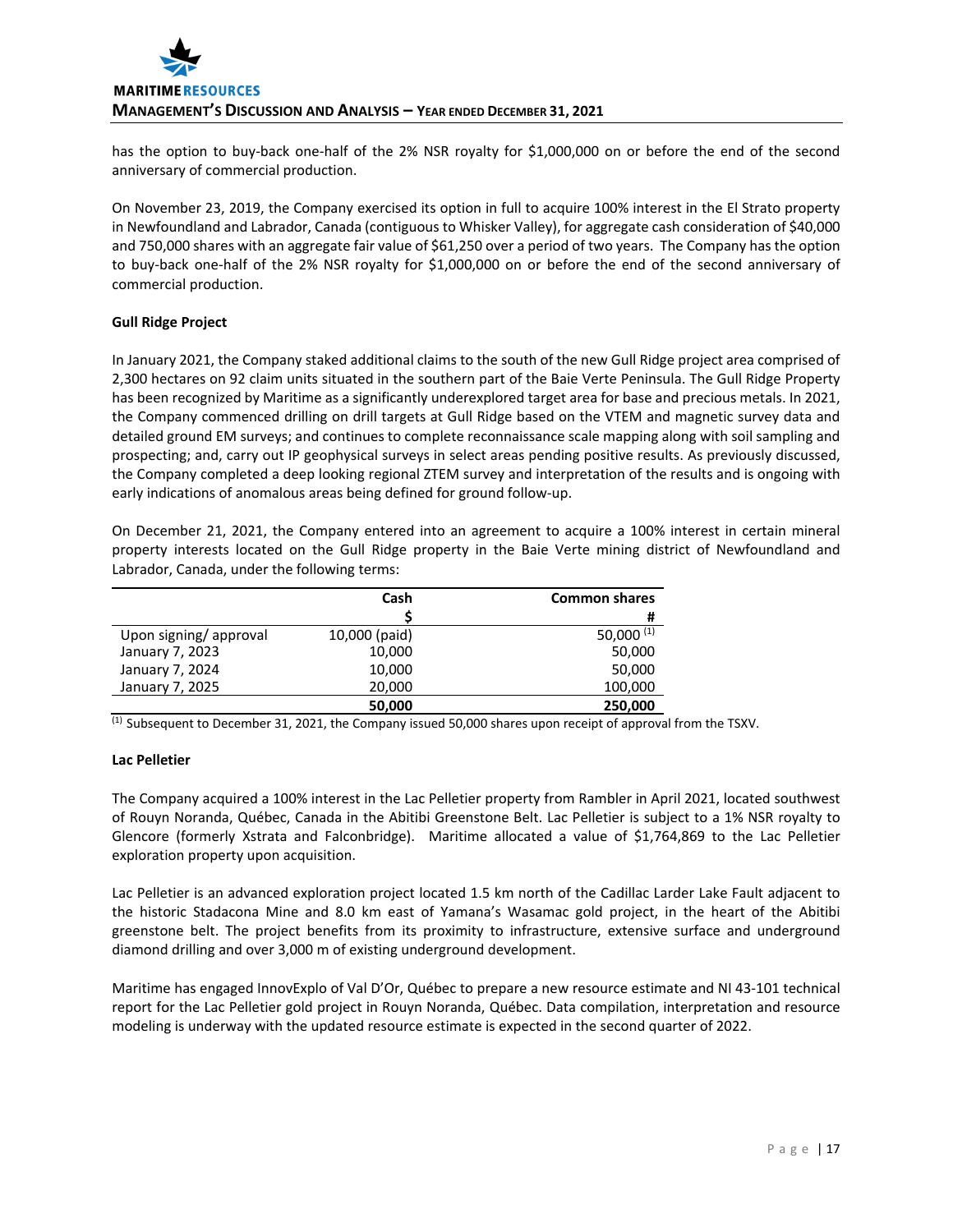has the option to buy-back one-half of the 2% NSR royalty for $1,000,000 on or before the end of the second anniversary of commercial production.

On November 23, 2019, the Company exercised its option in full to acquire 100% interest in the El Strato property in Newfoundland and Labrador, Canada (contiguous to Whisker Valley), for aggregate cash consideration of $40,000 and 750,000 shares with an aggregate fair value of $61,250 over a period of two years. The Company has the option to buy-back one-half of the 2% NSR royalty for $1,000,000 on or before the end of the second anniversary of commercial production.

**Gull Ridge Project**

In January 2021, the Company staked additional claims to the south of the new Gull Ridge project area comprised of 2,300 hectares on 92 claim units situated in the southern part of the Baie Verte Peninsula. The Gull Ridge Property has been recognized by Maritime as a significantly underexplored target area for base and precious metals. In 2021, the Company commenced drilling on drill targets at Gull Ridge based on the VTEM and magnetic survey data and detailed ground EM surveys; and continues to complete reconnaissance scale mapping along with soil sampling and prospecting; and, carry out IP geophysical surveys in select areas pending positive results. As previously discussed, the Company completed a deep looking regional ZTEM survey and interpretation of the results and is ongoing with early indications of anomalous areas being defined for ground follow-up.

On December 21, 2021, the Company entered into an agreement to acquire a 100% interest in certain mineral property interests located on the Gull Ridge property in the Baie Verte mining district of Newfoundland and Labrador, Canada, under the following terms:

| | Cash | Common shares |
|---|---|---|
| | $ | # |
| Upon signing/ approval | 10,000 (paid) | 50,000 [1] |
| January 7, 2023 | 10,000 | 50,000 |
| January 7, 2024 | 10,000 | 50,000 |
| January 7, 2025 | 20,000 | 100,000 |
| | **50,000** | **250,000** |

[1] Subsequent to December 31, 2021, the Company issued 50,000 shares upon receipt of approval from the TSXV.

**Lac Pelletier**

The Company acquired a 100% interest in the Lac Pelletier property from Rambler in April 2021, located southwest of Rouyn Noranda, Québec, Canada in the Abitibi Greenstone Belt. Lac Pelletier is subject to a 1% NSR royalty to Glencore (formerly Xstrata and Falconbridge). Maritime allocated a value of $1,764,869 to the Lac Pelletier exploration property upon acquisition.

Lac Pelletier is an advanced exploration project located 1.5 km north of the Cadillac Larder Lake Fault adjacent to the historic Stadacona Mine and 8.0 km east of Yamana's Wasamac gold project, in the heart of the Abitibi greenstone belt. The project benefits from its proximity to infrastructure, extensive surface and underground diamond drilling and over 3,000 m of existing underground development.

Maritime has engaged InnovExplo of Val D'Or, Québec to prepare a new resource estimate and NI 43-101 technical report for the Lac Pelletier gold project in Rouyn Noranda, Québec. Data compilation, interpretation and resource modeling is underway with the updated resource estimate is expected in the second quarter of 2022.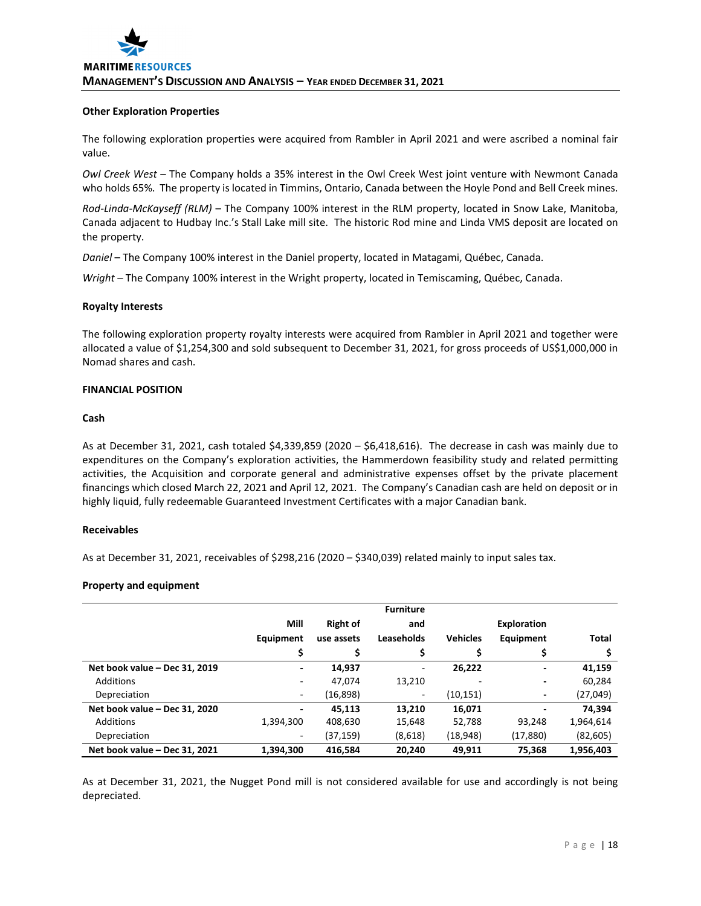### Other Exploration Properties

The following exploration properties were acquired from Rambler in April 2021 and were ascribed a nominal fair value.

*Owl Creek West* – The Company holds a 35% interest in the Owl Creek West joint venture with Newmont Canada who holds 65%. The property is located in Timmins, Ontario, Canada between the Hoyle Pond and Bell Creek mines.

*Rod-Linda-McKayseff (RLM)* – The Company 100% interest in the RLM property, located in Snow Lake, Manitoba, Canada adjacent to Hudbay Inc.'s Stall Lake mill site. The historic Rod mine and Linda VMS deposit are located on the property.

*Daniel* – The Company 100% interest in the Daniel property, located in Matagami, Québec, Canada.

*Wright* – The Company 100% interest in the Wright property, located in Temiscaming, Québec, Canada.

### Royalty Interests

The following exploration property royalty interests were acquired from Rambler in April 2021 and together were allocated a value of $1,254,300 and sold subsequent to December 31, 2021, for gross proceeds of US$1,000,000 in Nomad shares and cash.

## FINANCIAL POSITION

### Cash

As at December 31, 2021, cash totaled $4,339,859 (2020 – $6,418,616). The decrease in cash was mainly due to expenditures on the Company's exploration activities, the Hammerdown feasibility study and related permitting activities, the Acquisition and corporate general and administrative expenses offset by the private placement financings which closed March 22, 2021 and April 12, 2021. The Company's Canadian cash are held on deposit or in highly liquid, fully redeemable Guaranteed Investment Certificates with a major Canadian bank.

### Receivables

As at December 31, 2021, receivables of $298,216 (2020 – $340,039) related mainly to input sales tax.

### Property and equipment

| | Mill Equipment | Right of use assets | Furniture and Leaseholds | Vehicles | Exploration Equipment | Total |
|---|---|---|---|---|---|---|
| | $ | $ | $ | $ | $ | $ |
| **Net book value – Dec 31, 2019** | **-** | **14,937** | - | **26,222** | **-** | **41,159** |
| Additions | - | 47,074 | 13,210 | - | - | 60,284 |
| Depreciation | - | (16,898) | - | (10,151) | - | (27,049) |
| **Net book value – Dec 31, 2020** | **-** | **45,113** | **13,210** | **16,071** | **-** | **74,394** |
| Additions | 1,394,300 | 408,630 | 15,648 | 52,788 | 93,248 | 1,964,614 |
| Depreciation | - | (37,159) | (8,618) | (18,948) | (17,880) | (82,605) |
| **Net book value – Dec 31, 2021** | **1,394,300** | **416,584** | **20,240** | **49,911** | **75,368** | **1,956,403** |

As at December 31, 2021, the Nugget Pond mill is not considered available for use and accordingly is not being depreciated.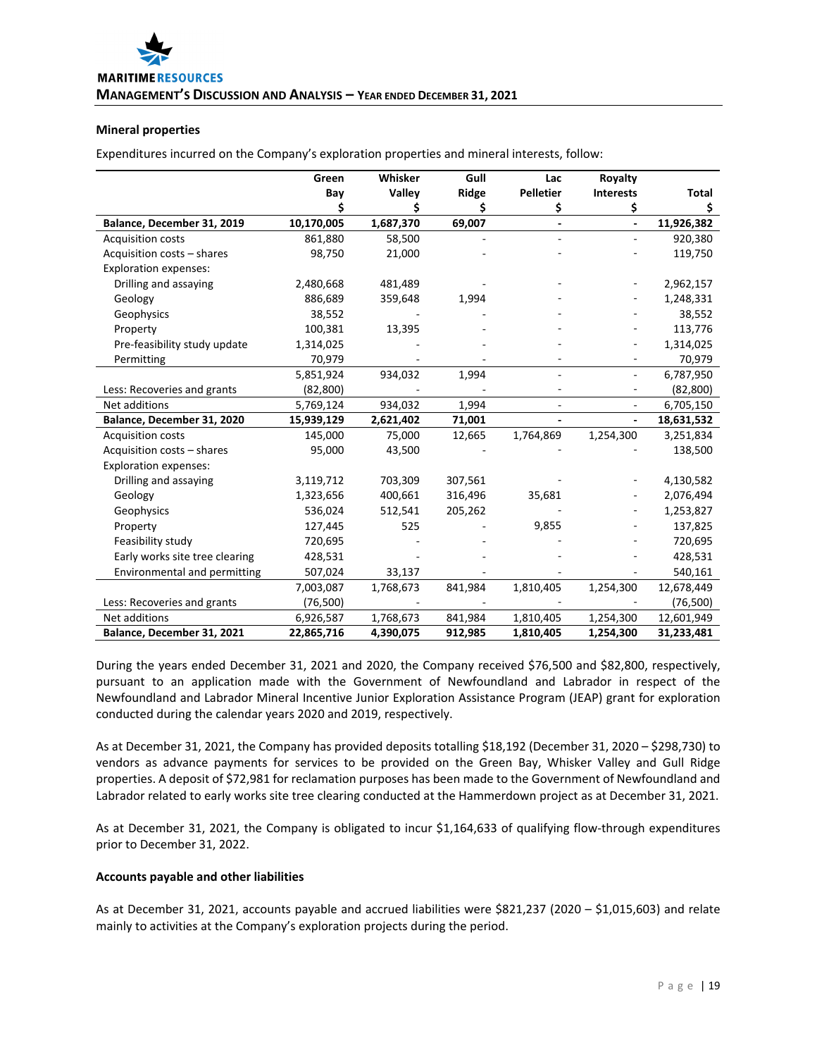### Mineral properties

Expenditures incurred on the Company's exploration properties and mineral interests, follow:

| | Green Bay $ | Whisker Valley $ | Gull Ridge $ | Lac Pelletier $ | Royalty Interests $ | Total $ |
|---|---|---|---|---|---|---|
| **Balance, December 31, 2019** | **10,170,005** | **1,687,370** | **69,007** | **-** | **-** | **11,926,382** |
| Acquisition costs | 861,880 | 58,500 | - | - | - | 920,380 |
| Acquisition costs – shares | 98,750 | 21,000 | | | - | 119,750 |
| Exploration expenses: | | | | | | |
| Drilling and assaying | 2,480,668 | 481,489 | - | - | - | 2,962,157 |
| Geology | 886,689 | 359,648 | 1,994 | - | - | 1,248,331 |
| Geophysics | 38,552 | - | - | - | - | 38,552 |
| Property | 100,381 | 13,395 | - | - | - | 113,776 |
| Pre-feasibility study update | 1,314,025 | - | - | - | - | 1,314,025 |
| Permitting | 70,979 | - | - | - | - | 70,979 |
| | 5,851,924 | 934,032 | 1,994 | - | - | 6,787,950 |
| Less: Recoveries and grants | (82,800) | - | - | - | - | (82,800) |
| Net additions | 5,769,124 | 934,032 | 1,994 | - | - | 6,705,150 |
| **Balance, December 31, 2020** | **15,939,129** | **2,621,402** | **71,001** | **-** | **-** | **18,631,532** |
| Acquisition costs | 145,000 | 75,000 | 12,665 | 1,764,869 | 1,254,300 | 3,251,834 |
| Acquisition costs – shares | 95,000 | 43,500 | - | - | - | 138,500 |
| Exploration expenses: | | | | | | |
| Drilling and assaying | 3,119,712 | 703,309 | 307,561 | - | - | 4,130,582 |
| Geology | 1,323,656 | 400,661 | 316,496 | 35,681 | - | 2,076,494 |
| Geophysics | 536,024 | 512,541 | 205,262 | - | - | 1,253,827 |
| Property | 127,445 | 525 | - | 9,855 | - | 137,825 |
| Feasibility study | 720,695 | - | - | - | - | 720,695 |
| Early works site tree clearing | 428,531 | - | - | - | - | 428,531 |
| Environmental and permitting | 507,024 | 33,137 | - | - | - | 540,161 |
| | 7,003,087 | 1,768,673 | 841,984 | 1,810,405 | 1,254,300 | 12,678,449 |
| Less: Recoveries and grants | (76,500) | - | - | - | - | (76,500) |
| Net additions | 6,926,587 | 1,768,673 | 841,984 | 1,810,405 | 1,254,300 | 12,601,949 |
| **Balance, December 31, 2021** | **22,865,716** | **4,390,075** | **912,985** | **1,810,405** | **1,254,300** | **31,233,481** |

During the years ended December 31, 2021 and 2020, the Company received $76,500 and $82,800, respectively, pursuant to an application made with the Government of Newfoundland and Labrador in respect of the Newfoundland and Labrador Mineral Incentive Junior Exploration Assistance Program (JEAP) grant for exploration conducted during the calendar years 2020 and 2019, respectively.

As at December 31, 2021, the Company has provided deposits totalling $18,192 (December 31, 2020 – $298,730) to vendors as advance payments for services to be provided on the Green Bay, Whisker Valley and Gull Ridge properties. A deposit of $72,981 for reclamation purposes has been made to the Government of Newfoundland and Labrador related to early works site tree clearing conducted at the Hammerdown project as at December 31, 2021.

As at December 31, 2021, the Company is obligated to incur $1,164,633 of qualifying flow-through expenditures prior to December 31, 2022.

### Accounts payable and other liabilities

As at December 31, 2021, accounts payable and accrued liabilities were $821,237 (2020 – $1,015,603) and relate mainly to activities at the Company's exploration projects during the period.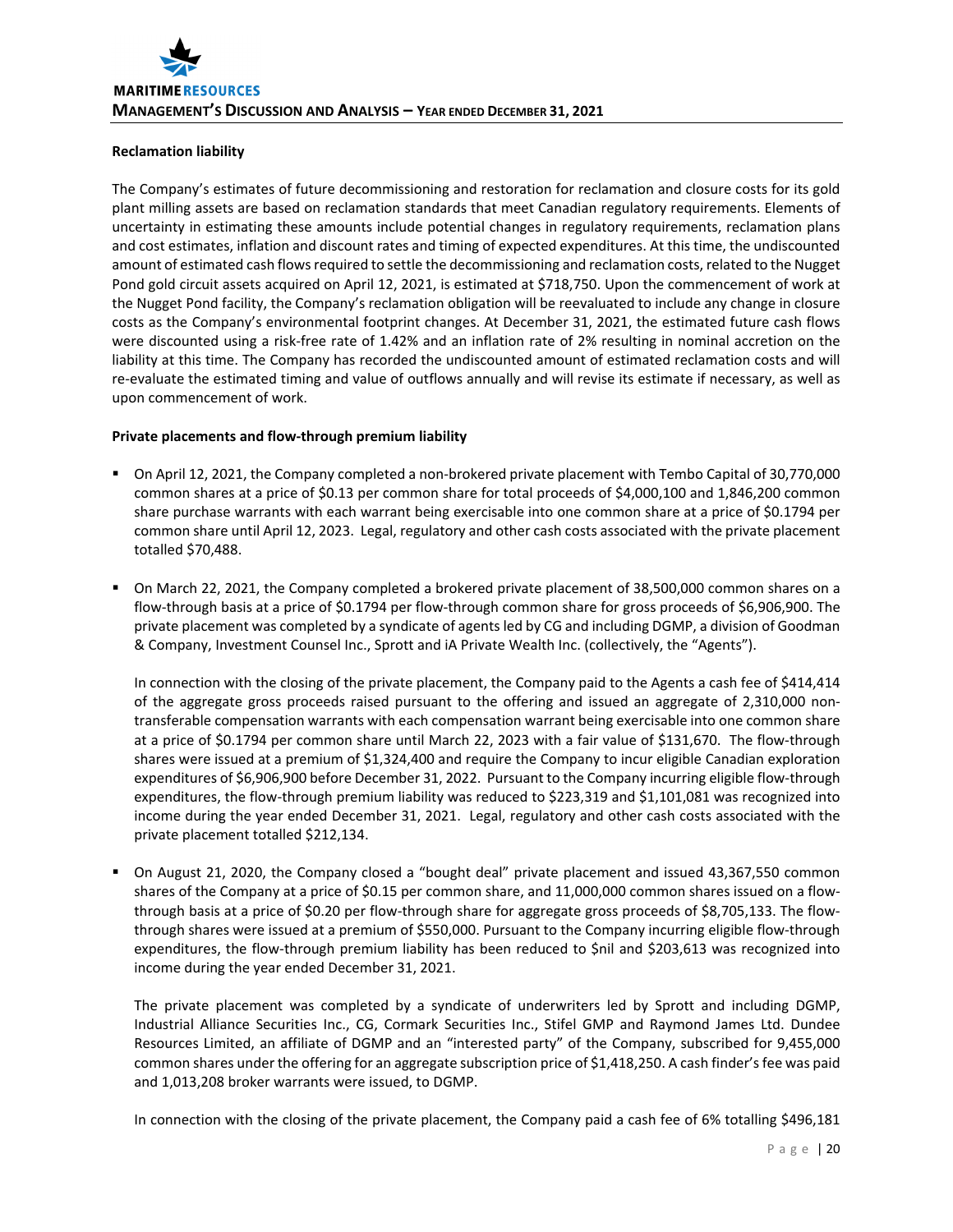### Reclamation liability

The Company's estimates of future decommissioning and restoration for reclamation and closure costs for its gold plant milling assets are based on reclamation standards that meet Canadian regulatory requirements. Elements of uncertainty in estimating these amounts include potential changes in regulatory requirements, reclamation plans and cost estimates, inflation and discount rates and timing of expected expenditures. At this time, the undiscounted amount of estimated cash flows required to settle the decommissioning and reclamation costs, related to the Nugget Pond gold circuit assets acquired on April 12, 2021, is estimated at $718,750. Upon the commencement of work at the Nugget Pond facility, the Company's reclamation obligation will be reevaluated to include any change in closure costs as the Company's environmental footprint changes. At December 31, 2021, the estimated future cash flows were discounted using a risk-free rate of 1.42% and an inflation rate of 2% resulting in nominal accretion on the liability at this time. The Company has recorded the undiscounted amount of estimated reclamation costs and will re-evaluate the estimated timing and value of outflows annually and will revise its estimate if necessary, as well as upon commencement of work.

### Private placements and flow-through premium liability

- On April 12, 2021, the Company completed a non-brokered private placement with Tembo Capital of 30,770,000 common shares at a price of $0.13 per common share for total proceeds of $4,000,100 and 1,846,200 common share purchase warrants with each warrant being exercisable into one common share at a price of $0.1794 per common share until April 12, 2023. Legal, regulatory and other cash costs associated with the private placement totalled $70,488.

- On March 22, 2021, the Company completed a brokered private placement of 38,500,000 common shares on a flow-through basis at a price of $0.1794 per flow-through common share for gross proceeds of $6,906,900. The private placement was completed by a syndicate of agents led by CG and including DGMP, a division of Goodman & Company, Investment Counsel Inc., Sprott and iA Private Wealth Inc. (collectively, the "Agents").

  In connection with the closing of the private placement, the Company paid to the Agents a cash fee of $414,414 of the aggregate gross proceeds raised pursuant to the offering and issued an aggregate of 2,310,000 non-transferable compensation warrants with each compensation warrant being exercisable into one common share at a price of $0.1794 per common share until March 22, 2023 with a fair value of $131,670. The flow-through shares were issued at a premium of $1,324,400 and require the Company to incur eligible Canadian exploration expenditures of $6,906,900 before December 31, 2022. Pursuant to the Company incurring eligible flow-through expenditures, the flow-through premium liability was reduced to $223,319 and $1,101,081 was recognized into income during the year ended December 31, 2021. Legal, regulatory and other cash costs associated with the private placement totalled $212,134.

- On August 21, 2020, the Company closed a "bought deal" private placement and issued 43,367,550 common shares of the Company at a price of $0.15 per common share, and 11,000,000 common shares issued on a flow-through basis at a price of $0.20 per flow-through share for aggregate gross proceeds of $8,705,133. The flow-through shares were issued at a premium of $550,000. Pursuant to the Company incurring eligible flow-through expenditures, the flow-through premium liability has been reduced to $nil and $203,613 was recognized into income during the year ended December 31, 2021.

  The private placement was completed by a syndicate of underwriters led by Sprott and including DGMP, Industrial Alliance Securities Inc., CG, Cormark Securities Inc., Stifel GMP and Raymond James Ltd. Dundee Resources Limited, an affiliate of DGMP and an "interested party" of the Company, subscribed for 9,455,000 common shares under the offering for an aggregate subscription price of $1,418,250. A cash finder's fee was paid and 1,013,208 broker warrants were issued, to DGMP.

  In connection with the closing of the private placement, the Company paid a cash fee of 6% totalling $496,181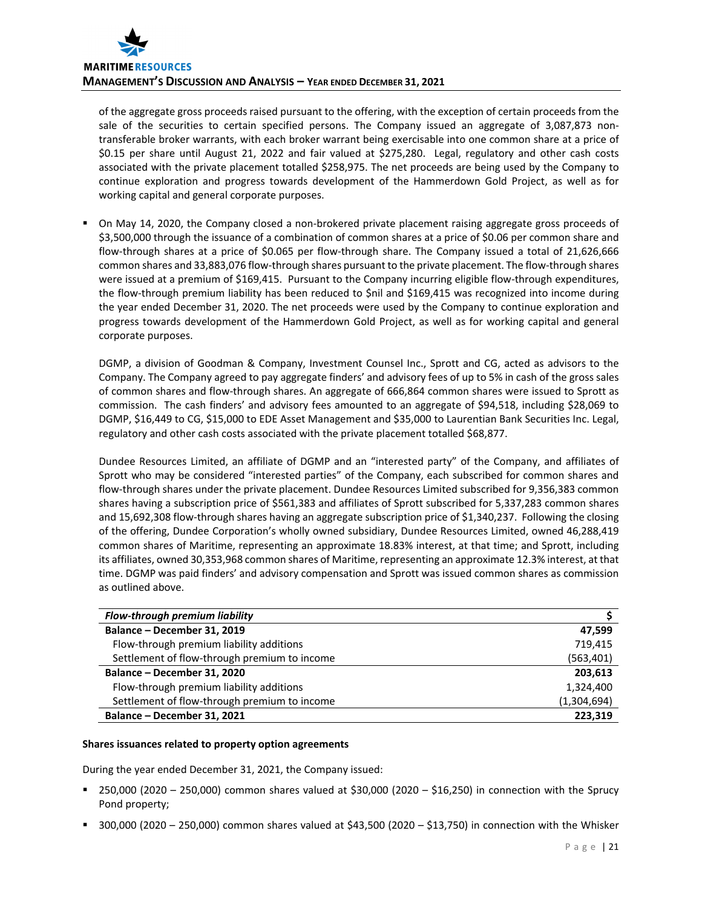of the aggregate gross proceeds raised pursuant to the offering, with the exception of certain proceeds from the sale of the securities to certain specified persons. The Company issued an aggregate of 3,087,873 non-transferable broker warrants, with each broker warrant being exercisable into one common share at a price of $0.15 per share until August 21, 2022 and fair valued at $275,280. Legal, regulatory and other cash costs associated with the private placement totalled $258,975. The net proceeds are being used by the Company to continue exploration and progress towards development of the Hammerdown Gold Project, as well as for working capital and general corporate purposes.

- On May 14, 2020, the Company closed a non-brokered private placement raising aggregate gross proceeds of $3,500,000 through the issuance of a combination of common shares at a price of $0.06 per common share and flow-through shares at a price of $0.065 per flow-through share. The Company issued a total of 21,626,666 common shares and 33,883,076 flow-through shares pursuant to the private placement. The flow-through shares were issued at a premium of $169,415. Pursuant to the Company incurring eligible flow-through expenditures, the flow-through premium liability has been reduced to $nil and $169,415 was recognized into income during the year ended December 31, 2020. The net proceeds were used by the Company to continue exploration and progress towards development of the Hammerdown Gold Project, as well as for working capital and general corporate purposes.

  DGMP, a division of Goodman & Company, Investment Counsel Inc., Sprott and CG, acted as advisors to the Company. The Company agreed to pay aggregate finders' and advisory fees of up to 5% in cash of the gross sales of common shares and flow-through shares. An aggregate of 666,864 common shares were issued to Sprott as commission. The cash finders' and advisory fees amounted to an aggregate of $94,518, including $28,069 to DGMP, $16,449 to CG, $15,000 to EDE Asset Management and $35,000 to Laurentian Bank Securities Inc. Legal, regulatory and other cash costs associated with the private placement totalled $68,877.

  Dundee Resources Limited, an affiliate of DGMP and an "interested party" of the Company, and affiliates of Sprott who may be considered "interested parties" of the Company, each subscribed for common shares and flow-through shares under the private placement. Dundee Resources Limited subscribed for 9,356,383 common shares having a subscription price of $561,383 and affiliates of Sprott subscribed for 5,337,283 common shares and 15,692,308 flow-through shares having an aggregate subscription price of $1,340,237. Following the closing of the offering, Dundee Corporation's wholly owned subsidiary, Dundee Resources Limited, owned 46,288,419 common shares of Maritime, representing an approximate 18.83% interest, at that time; and Sprott, including its affiliates, owned 30,353,968 common shares of Maritime, representing an approximate 12.3% interest, at that time. DGMP was paid finders' and advisory compensation and Sprott was issued common shares as commission as outlined above.

| ***Flow-through premium liability*** | **$** |
|---|---|
| **Balance – December 31, 2019** | **47,599** |
| Flow-through premium liability additions | 719,415 |
| Settlement of flow-through premium to income | (563,401) |
| **Balance – December 31, 2020** | **203,613** |
| Flow-through premium liability additions | 1,324,400 |
| Settlement of flow-through premium to income | (1,304,694) |
| **Balance – December 31, 2021** | **223,319** |

**Shares issuances related to property option agreements**

During the year ended December 31, 2021, the Company issued:

- 250,000 (2020 – 250,000) common shares valued at $30,000 (2020 – $16,250) in connection with the Sprucy Pond property;
- 300,000 (2020 – 250,000) common shares valued at $43,500 (2020 – $13,750) in connection with the Whisker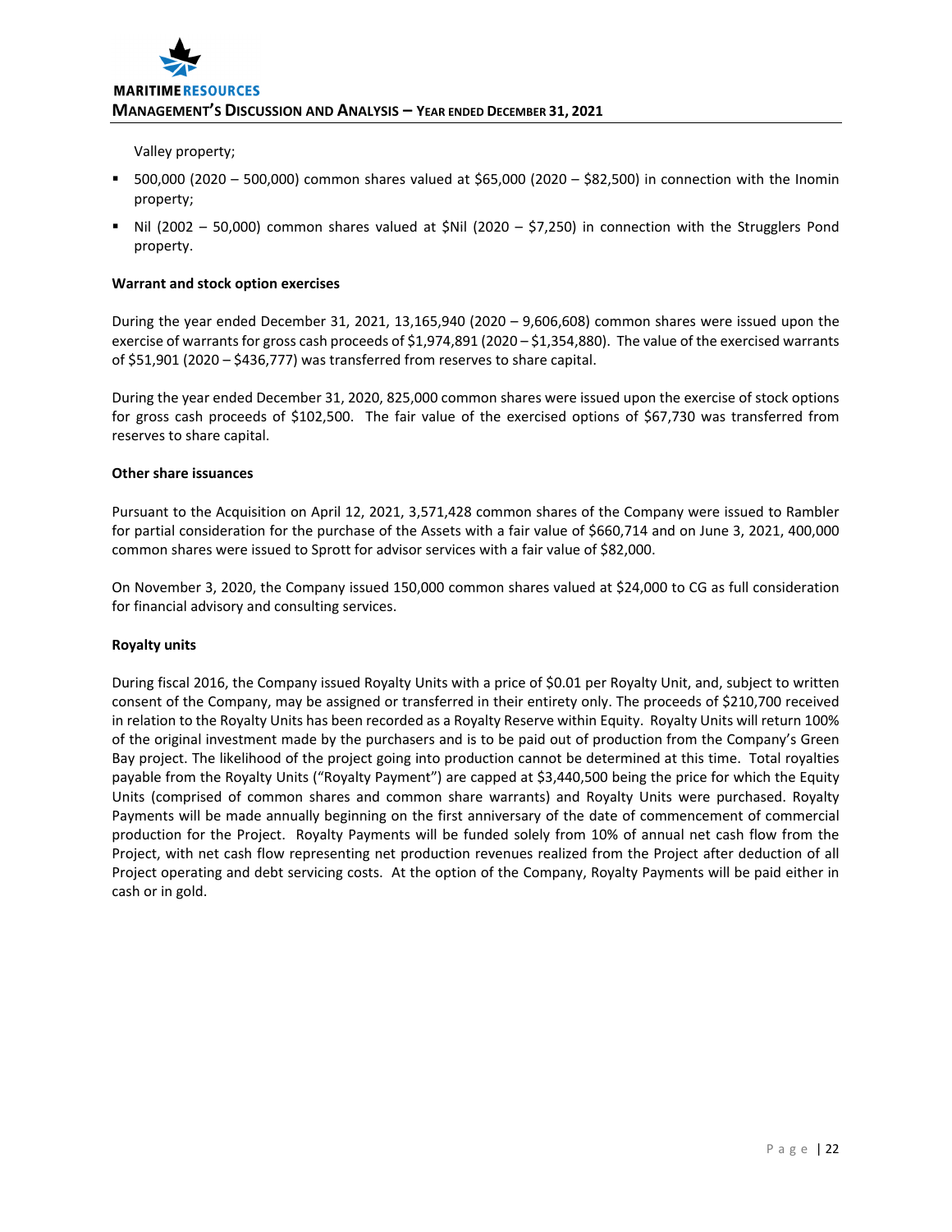Valley property;

- 500,000 (2020 – 500,000) common shares valued at $65,000 (2020 – $82,500) in connection with the Inomin property;
- Nil (2002 – 50,000) common shares valued at $Nil (2020 – $7,250) in connection with the Strugglers Pond property.

**Warrant and stock option exercises**

During the year ended December 31, 2021, 13,165,940 (2020 – 9,606,608) common shares were issued upon the exercise of warrants for gross cash proceeds of $1,974,891 (2020 – $1,354,880). The value of the exercised warrants of $51,901 (2020 – $436,777) was transferred from reserves to share capital.

During the year ended December 31, 2020, 825,000 common shares were issued upon the exercise of stock options for gross cash proceeds of $102,500. The fair value of the exercised options of $67,730 was transferred from reserves to share capital.

**Other share issuances**

Pursuant to the Acquisition on April 12, 2021, 3,571,428 common shares of the Company were issued to Rambler for partial consideration for the purchase of the Assets with a fair value of $660,714 and on June 3, 2021, 400,000 common shares were issued to Sprott for advisor services with a fair value of $82,000.

On November 3, 2020, the Company issued 150,000 common shares valued at $24,000 to CG as full consideration for financial advisory and consulting services.

**Royalty units**

During fiscal 2016, the Company issued Royalty Units with a price of $0.01 per Royalty Unit, and, subject to written consent of the Company, may be assigned or transferred in their entirety only. The proceeds of $210,700 received in relation to the Royalty Units has been recorded as a Royalty Reserve within Equity. Royalty Units will return 100% of the original investment made by the purchasers and is to be paid out of production from the Company's Green Bay project. The likelihood of the project going into production cannot be determined at this time. Total royalties payable from the Royalty Units ("Royalty Payment") are capped at $3,440,500 being the price for which the Equity Units (comprised of common shares and common share warrants) and Royalty Units were purchased. Royalty Payments will be made annually beginning on the first anniversary of the date of commencement of commercial production for the Project. Royalty Payments will be funded solely from 10% of annual net cash flow from the Project, with net cash flow representing net production revenues realized from the Project after deduction of all Project operating and debt servicing costs. At the option of the Company, Royalty Payments will be paid either in cash or in gold.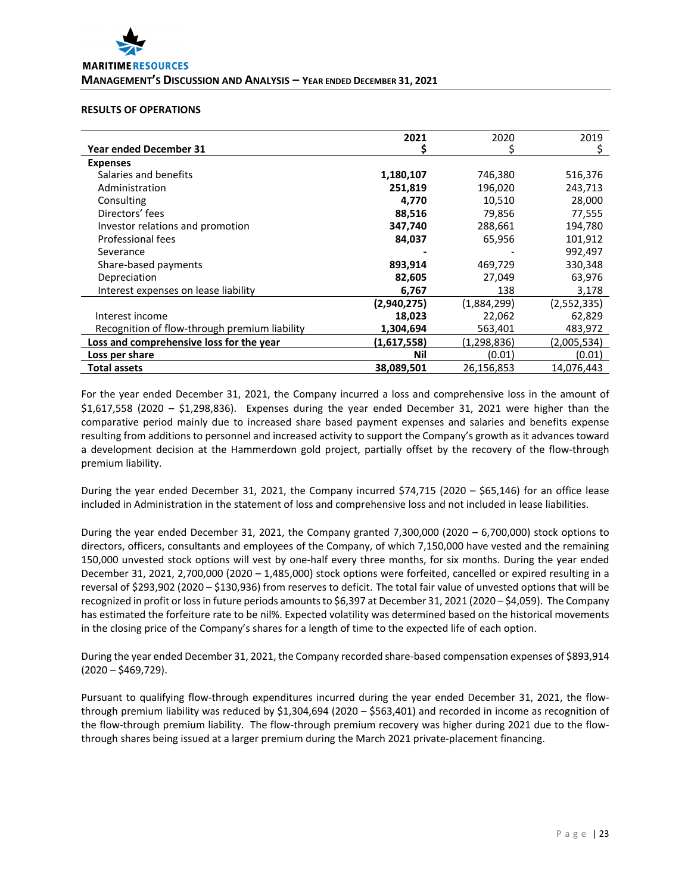## RESULTS OF OPERATIONS

| Year ended December 31 | **2021** **$** | 2020 $ | 2019 $ |
|---|---|---|---|
| **Expenses** | | | |
| Salaries and benefits | **1,180,107** | 746,380 | 516,376 |
| Administration | **251,819** | 196,020 | 243,713 |
| Consulting | **4,770** | 10,510 | 28,000 |
| Directors' fees | **88,516** | 79,856 | 77,555 |
| Investor relations and promotion | **347,740** | 288,661 | 194,780 |
| Professional fees | **84,037** | 65,956 | 101,912 |
| Severance | **-** | - | 992,497 |
| Share-based payments | **893,914** | 469,729 | 330,348 |
| Depreciation | **82,605** | 27,049 | 63,976 |
| Interest expenses on lease liability | **6,767** | 138 | 3,178 |
| | **(2,940,275)** | (1,884,299) | (2,552,335) |
| Interest income | **18,023** | 22,062 | 62,829 |
| Recognition of flow-through premium liability | **1,304,694** | 563,401 | 483,972 |
| **Loss and comprehensive loss for the year** | **(1,617,558)** | (1,298,836) | (2,005,534) |
| **Loss per share** | **Nil** | (0.01) | (0.01) |
| **Total assets** | **38,089,501** | 26,156,853 | 14,076,443 |

For the year ended December 31, 2021, the Company incurred a loss and comprehensive loss in the amount of $1,617,558 (2020 – $1,298,836). Expenses during the year ended December 31, 2021 were higher than the comparative period mainly due to increased share based payment expenses and salaries and benefits expense resulting from additions to personnel and increased activity to support the Company's growth as it advances toward a development decision at the Hammerdown gold project, partially offset by the recovery of the flow-through premium liability.

During the year ended December 31, 2021, the Company incurred $74,715 (2020 – $65,146) for an office lease included in Administration in the statement of loss and comprehensive loss and not included in lease liabilities.

During the year ended December 31, 2021, the Company granted 7,300,000 (2020 – 6,700,000) stock options to directors, officers, consultants and employees of the Company, of which 7,150,000 have vested and the remaining 150,000 unvested stock options will vest by one-half every three months, for six months. During the year ended December 31, 2021, 2,700,000 (2020 – 1,485,000) stock options were forfeited, cancelled or expired resulting in a reversal of $293,902 (2020 – $130,936) from reserves to deficit. The total fair value of unvested options that will be recognized in profit or loss in future periods amounts to $6,397 at December 31, 2021 (2020 – $4,059). The Company has estimated the forfeiture rate to be nil%. Expected volatility was determined based on the historical movements in the closing price of the Company's shares for a length of time to the expected life of each option.

During the year ended December 31, 2021, the Company recorded share-based compensation expenses of $893,914 (2020 – $469,729).

Pursuant to qualifying flow-through expenditures incurred during the year ended December 31, 2021, the flow-through premium liability was reduced by $1,304,694 (2020 – $563,401) and recorded in income as recognition of the flow-through premium liability. The flow-through premium recovery was higher during 2021 due to the flow-through shares being issued at a larger premium during the March 2021 private-placement financing.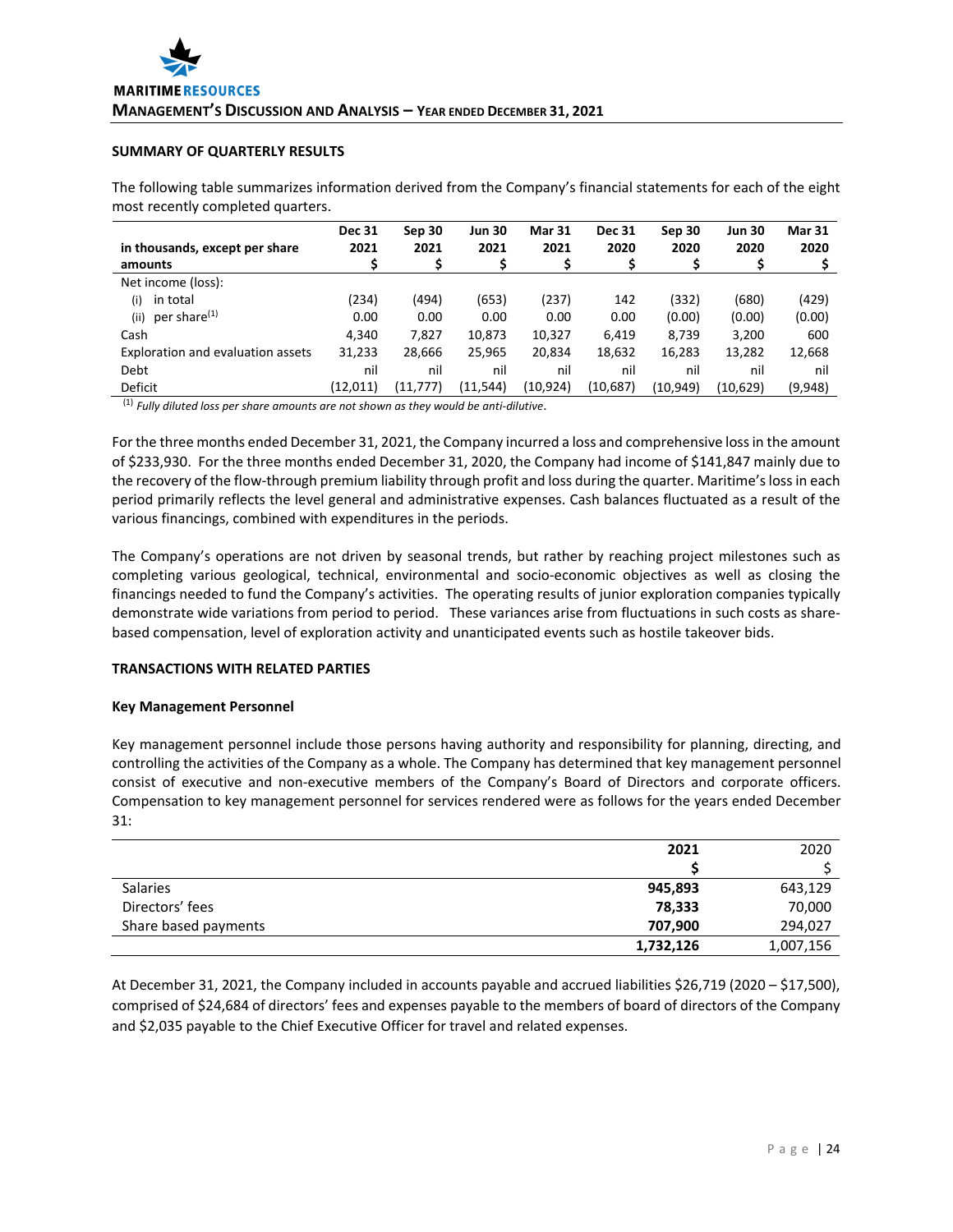## SUMMARY OF QUARTERLY RESULTS

The following table summarizes information derived from the Company's financial statements for each of the eight most recently completed quarters.

| in thousands, except per share amounts | Dec 31 2021 $ | Sep 30 2021 $ | Jun 30 2021 $ | Mar 31 2021 $ | Dec 31 2020 $ | Sep 30 2020 $ | Jun 30 2020 $ | Mar 31 2020 $ |
|---|---|---|---|---|---|---|---|---|
| Net income (loss): | | | | | | | | |
| (i) in total | (234) | (494) | (653) | (237) | 142 | (332) | (680) | (429) |
| (ii) per share[(1)] | 0.00 | 0.00 | 0.00 | 0.00 | 0.00 | (0.00) | (0.00) | (0.00) |
| Cash | 4,340 | 7,827 | 10,873 | 10,327 | 6,419 | 8,739 | 3,200 | 600 |
| Exploration and evaluation assets | 31,233 | 28,666 | 25,965 | 20,834 | 18,632 | 16,283 | 13,282 | 12,668 |
| Debt | nil | nil | nil | nil | nil | nil | nil | nil |
| Deficit | (12,011) | (11,777) | (11,544) | (10,924) | (10,687) | (10,949) | (10,629) | (9,948) |

[(1)] *Fully diluted loss per share amounts are not shown as they would be anti-dilutive*.

For the three months ended December 31, 2021, the Company incurred a loss and comprehensive loss in the amount of $233,930. For the three months ended December 31, 2020, the Company had income of $141,847 mainly due to the recovery of the flow-through premium liability through profit and loss during the quarter. Maritime's loss in each period primarily reflects the level general and administrative expenses. Cash balances fluctuated as a result of the various financings, combined with expenditures in the periods.

The Company's operations are not driven by seasonal trends, but rather by reaching project milestones such as completing various geological, technical, environmental and socio-economic objectives as well as closing the financings needed to fund the Company's activities. The operating results of junior exploration companies typically demonstrate wide variations from period to period. These variances arise from fluctuations in such costs as share-based compensation, level of exploration activity and unanticipated events such as hostile takeover bids.

## TRANSACTIONS WITH RELATED PARTIES

### Key Management Personnel

Key management personnel include those persons having authority and responsibility for planning, directing, and controlling the activities of the Company as a whole. The Company has determined that key management personnel consist of executive and non-executive members of the Company's Board of Directors and corporate officers. Compensation to key management personnel for services rendered were as follows for the years ended December 31:

| | 2021 $ | 2020 $ |
|---|---|---|
| Salaries | **945,893** | 643,129 |
| Directors' fees | **78,333** | 70,000 |
| Share based payments | **707,900** | 294,027 |
| | **1,732,126** | 1,007,156 |

At December 31, 2021, the Company included in accounts payable and accrued liabilities $26,719 (2020 – $17,500), comprised of $24,684 of directors' fees and expenses payable to the members of board of directors of the Company and $2,035 payable to the Chief Executive Officer for travel and related expenses.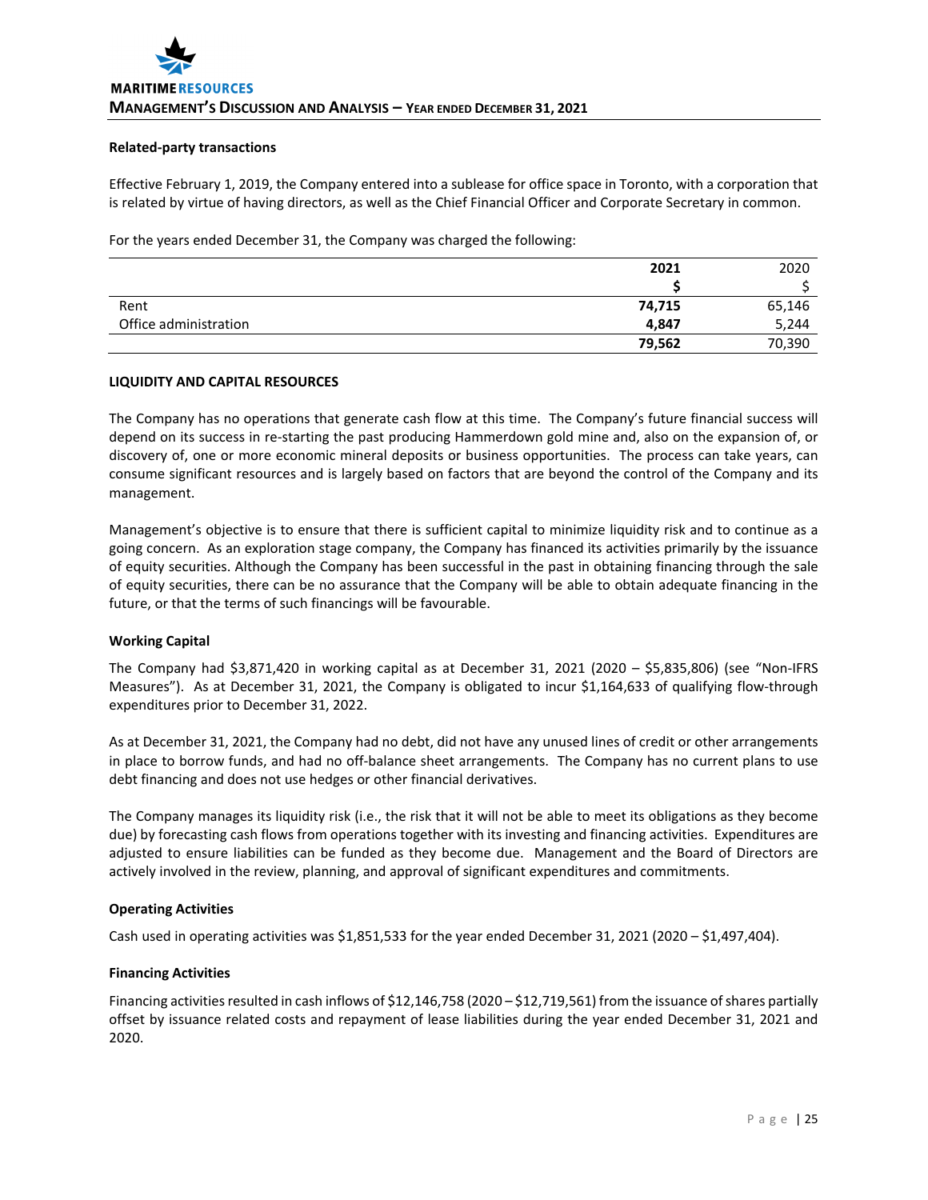**Related-party transactions**

Effective February 1, 2019, the Company entered into a sublease for office space in Toronto, with a corporation that is related by virtue of having directors, as well as the Chief Financial Officer and Corporate Secretary in common.

For the years ended December 31, the Company was charged the following:

| | **2021** | 2020 |
|---|---|---|
| | **$** | $ |
| Rent | **74,715** | 65,146 |
| Office administration | **4,847** | 5,244 |
| | **79,562** | 70,390 |

**LIQUIDITY AND CAPITAL RESOURCES**

The Company has no operations that generate cash flow at this time. The Company's future financial success will depend on its success in re-starting the past producing Hammerdown gold mine and, also on the expansion of, or discovery of, one or more economic mineral deposits or business opportunities. The process can take years, can consume significant resources and is largely based on factors that are beyond the control of the Company and its management.

Management's objective is to ensure that there is sufficient capital to minimize liquidity risk and to continue as a going concern. As an exploration stage company, the Company has financed its activities primarily by the issuance of equity securities. Although the Company has been successful in the past in obtaining financing through the sale of equity securities, there can be no assurance that the Company will be able to obtain adequate financing in the future, or that the terms of such financings will be favourable.

**Working Capital**

The Company had $3,871,420 in working capital as at December 31, 2021 (2020 – $5,835,806) (see "Non-IFRS Measures"). As at December 31, 2021, the Company is obligated to incur $1,164,633 of qualifying flow-through expenditures prior to December 31, 2022.

As at December 31, 2021, the Company had no debt, did not have any unused lines of credit or other arrangements in place to borrow funds, and had no off-balance sheet arrangements. The Company has no current plans to use debt financing and does not use hedges or other financial derivatives.

The Company manages its liquidity risk (i.e., the risk that it will not be able to meet its obligations as they become due) by forecasting cash flows from operations together with its investing and financing activities. Expenditures are adjusted to ensure liabilities can be funded as they become due. Management and the Board of Directors are actively involved in the review, planning, and approval of significant expenditures and commitments.

**Operating Activities**

Cash used in operating activities was $1,851,533 for the year ended December 31, 2021 (2020 – $1,497,404).

**Financing Activities**

Financing activities resulted in cash inflows of $12,146,758 (2020 – $12,719,561) from the issuance of shares partially offset by issuance related costs and repayment of lease liabilities during the year ended December 31, 2021 and 2020.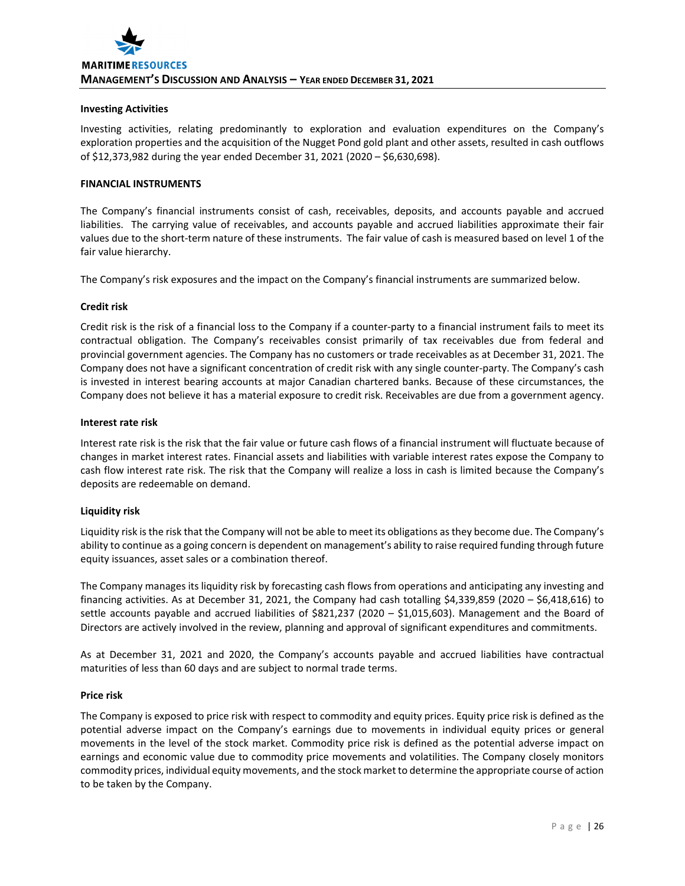**Investing Activities**

Investing activities, relating predominantly to exploration and evaluation expenditures on the Company's exploration properties and the acquisition of the Nugget Pond gold plant and other assets, resulted in cash outflows of $12,373,982 during the year ended December 31, 2021 (2020 – $6,630,698).

**FINANCIAL INSTRUMENTS**

The Company's financial instruments consist of cash, receivables, deposits, and accounts payable and accrued liabilities. The carrying value of receivables, and accounts payable and accrued liabilities approximate their fair values due to the short-term nature of these instruments. The fair value of cash is measured based on level 1 of the fair value hierarchy.

The Company's risk exposures and the impact on the Company's financial instruments are summarized below.

**Credit risk**

Credit risk is the risk of a financial loss to the Company if a counter-party to a financial instrument fails to meet its contractual obligation. The Company's receivables consist primarily of tax receivables due from federal and provincial government agencies. The Company has no customers or trade receivables as at December 31, 2021. The Company does not have a significant concentration of credit risk with any single counter-party. The Company's cash is invested in interest bearing accounts at major Canadian chartered banks. Because of these circumstances, the Company does not believe it has a material exposure to credit risk. Receivables are due from a government agency.

**Interest rate risk**

Interest rate risk is the risk that the fair value or future cash flows of a financial instrument will fluctuate because of changes in market interest rates. Financial assets and liabilities with variable interest rates expose the Company to cash flow interest rate risk. The risk that the Company will realize a loss in cash is limited because the Company's deposits are redeemable on demand.

**Liquidity risk**

Liquidity risk is the risk that the Company will not be able to meet its obligations as they become due. The Company's ability to continue as a going concern is dependent on management's ability to raise required funding through future equity issuances, asset sales or a combination thereof.

The Company manages its liquidity risk by forecasting cash flows from operations and anticipating any investing and financing activities. As at December 31, 2021, the Company had cash totalling $4,339,859 (2020 – $6,418,616) to settle accounts payable and accrued liabilities of $821,237 (2020 – $1,015,603). Management and the Board of Directors are actively involved in the review, planning and approval of significant expenditures and commitments.

As at December 31, 2021 and 2020, the Company's accounts payable and accrued liabilities have contractual maturities of less than 60 days and are subject to normal trade terms.

**Price risk**

The Company is exposed to price risk with respect to commodity and equity prices. Equity price risk is defined as the potential adverse impact on the Company's earnings due to movements in individual equity prices or general movements in the level of the stock market. Commodity price risk is defined as the potential adverse impact on earnings and economic value due to commodity price movements and volatilities. The Company closely monitors commodity prices, individual equity movements, and the stock market to determine the appropriate course of action to be taken by the Company.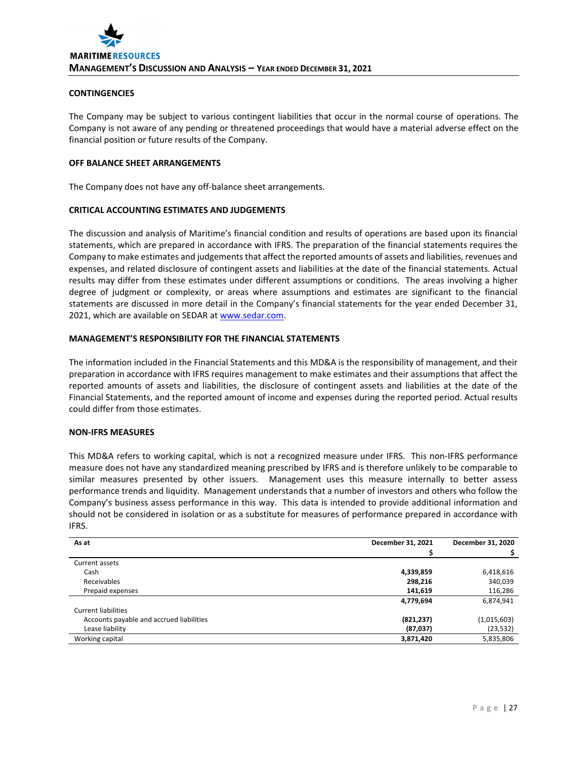## CONTINGENCIES

The Company may be subject to various contingent liabilities that occur in the normal course of operations. The Company is not aware of any pending or threatened proceedings that would have a material adverse effect on the financial position or future results of the Company.

## OFF BALANCE SHEET ARRANGEMENTS

The Company does not have any off-balance sheet arrangements.

## CRITICAL ACCOUNTING ESTIMATES AND JUDGEMENTS

The discussion and analysis of Maritime's financial condition and results of operations are based upon its financial statements, which are prepared in accordance with IFRS. The preparation of the financial statements requires the Company to make estimates and judgements that affect the reported amounts of assets and liabilities, revenues and expenses, and related disclosure of contingent assets and liabilities at the date of the financial statements. Actual results may differ from these estimates under different assumptions or conditions. The areas involving a higher degree of judgment or complexity, or areas where assumptions and estimates are significant to the financial statements are discussed in more detail in the Company's financial statements for the year ended December 31, 2021, which are available on SEDAR at www.sedar.com.

## MANAGEMENT'S RESPONSIBILITY FOR THE FINANCIAL STATEMENTS

The information included in the Financial Statements and this MD&A is the responsibility of management, and their preparation in accordance with IFRS requires management to make estimates and their assumptions that affect the reported amounts of assets and liabilities, the disclosure of contingent assets and liabilities at the date of the Financial Statements, and the reported amount of income and expenses during the reported period. Actual results could differ from those estimates.

## NON-IFRS MEASURES

This MD&A refers to working capital, which is not a recognized measure under IFRS. This non-IFRS performance measure does not have any standardized meaning prescribed by IFRS and is therefore unlikely to be comparable to similar measures presented by other issuers. Management uses this measure internally to better assess performance trends and liquidity. Management understands that a number of investors and others who follow the Company's business assess performance in this way. This data is intended to provide additional information and should not be considered in isolation or as a substitute for measures of performance prepared in accordance with IFRS.

| As at | December 31, 2021 | December 31, 2020 |
|---|---|---|
| | $ | $ |
| Current assets | | |
| Cash | **4,339,859** | 6,418,616 |
| Receivables | **298,216** | 340,039 |
| Prepaid expenses | **141,619** | 116,286 |
| | **4,779,694** | 6,874,941 |
| Current liabilities | | |
| Accounts payable and accrued liabilities | **(821,237)** | (1,015,603) |
| Lease liability | **(87,037)** | (23,532) |
| Working capital | **3,871,420** | 5,835,806 |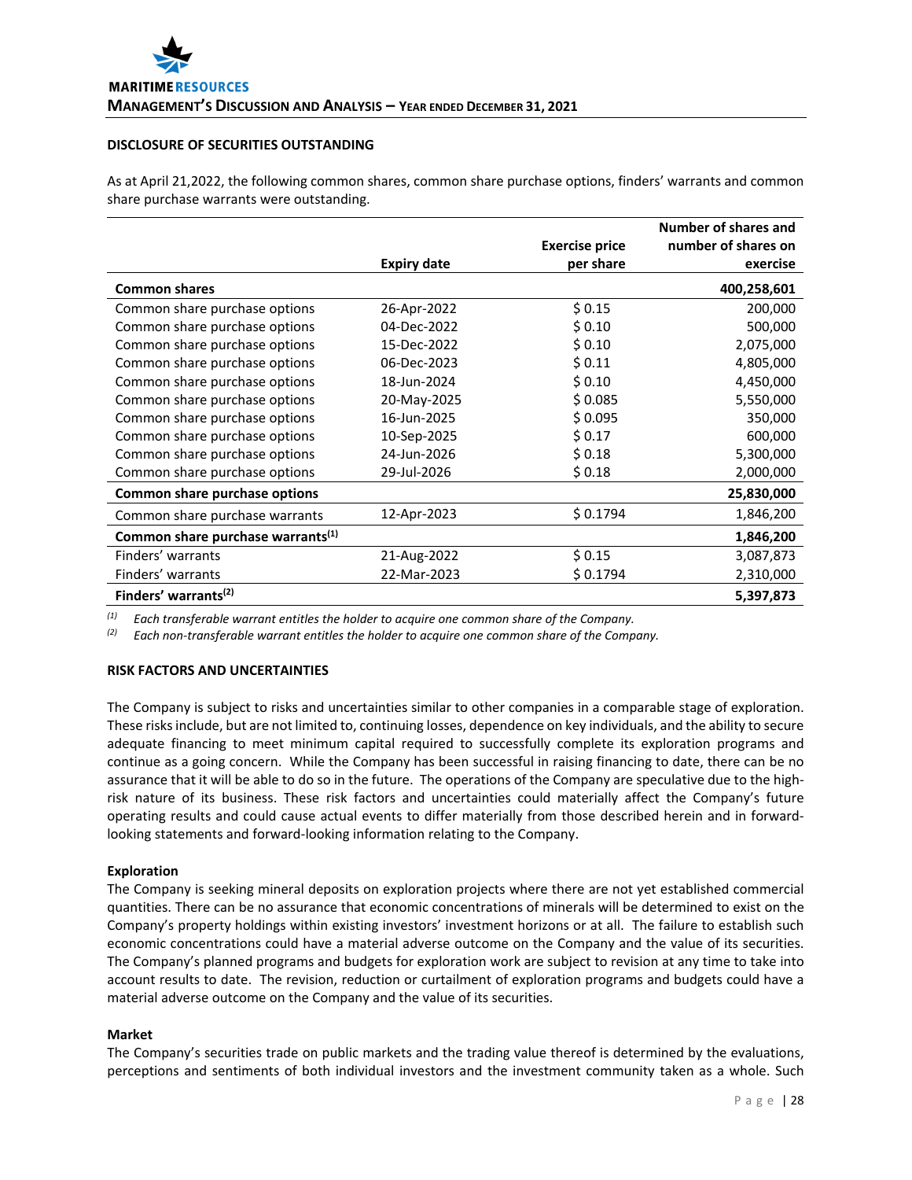## DISCLOSURE OF SECURITIES OUTSTANDING

As at April 21,2022, the following common shares, common share purchase options, finders' warrants and common share purchase warrants were outstanding.

| | Expiry date | Exercise price per share | Number of shares and number of shares on exercise |
|---|---|---|---|
| **Common shares** | | | **400,258,601** |
| Common share purchase options | 26-Apr-2022 | $ 0.15 | 200,000 |
| Common share purchase options | 04-Dec-2022 | $ 0.10 | 500,000 |
| Common share purchase options | 15-Dec-2022 | $ 0.10 | 2,075,000 |
| Common share purchase options | 06-Dec-2023 | $ 0.11 | 4,805,000 |
| Common share purchase options | 18-Jun-2024 | $ 0.10 | 4,450,000 |
| Common share purchase options | 20-May-2025 | $ 0.085 | 5,550,000 |
| Common share purchase options | 16-Jun-2025 | $ 0.095 | 350,000 |
| Common share purchase options | 10-Sep-2025 | $ 0.17 | 600,000 |
| Common share purchase options | 24-Jun-2026 | $ 0.18 | 5,300,000 |
| Common share purchase options | 29-Jul-2026 | $ 0.18 | 2,000,000 |
| **Common share purchase options** | | | **25,830,000** |
| Common share purchase warrants | 12-Apr-2023 | $ 0.1794 | 1,846,200 |
| **Common share purchase warrants(1)** | | | **1,846,200** |
| Finders' warrants | 21-Aug-2022 | $ 0.15 | 3,087,873 |
| Finders' warrants | 22-Mar-2023 | $ 0.1794 | 2,310,000 |
| **Finders' warrants(2)** | | | **5,397,873** |

(1) *Each transferable warrant entitles the holder to acquire one common share of the Company.*
(2) *Each non-transferable warrant entitles the holder to acquire one common share of the Company.*

## RISK FACTORS AND UNCERTAINTIES

The Company is subject to risks and uncertainties similar to other companies in a comparable stage of exploration. These risks include, but are not limited to, continuing losses, dependence on key individuals, and the ability to secure adequate financing to meet minimum capital required to successfully complete its exploration programs and continue as a going concern. While the Company has been successful in raising financing to date, there can be no assurance that it will be able to do so in the future. The operations of the Company are speculative due to the high-risk nature of its business. These risk factors and uncertainties could materially affect the Company's future operating results and could cause actual events to differ materially from those described herein and in forward-looking statements and forward-looking information relating to the Company.

### Exploration

The Company is seeking mineral deposits on exploration projects where there are not yet established commercial quantities. There can be no assurance that economic concentrations of minerals will be determined to exist on the Company's property holdings within existing investors' investment horizons or at all. The failure to establish such economic concentrations could have a material adverse outcome on the Company and the value of its securities. The Company's planned programs and budgets for exploration work are subject to revision at any time to take into account results to date. The revision, reduction or curtailment of exploration programs and budgets could have a material adverse outcome on the Company and the value of its securities.

### Market

The Company's securities trade on public markets and the trading value thereof is determined by the evaluations, perceptions and sentiments of both individual investors and the investment community taken as a whole. Such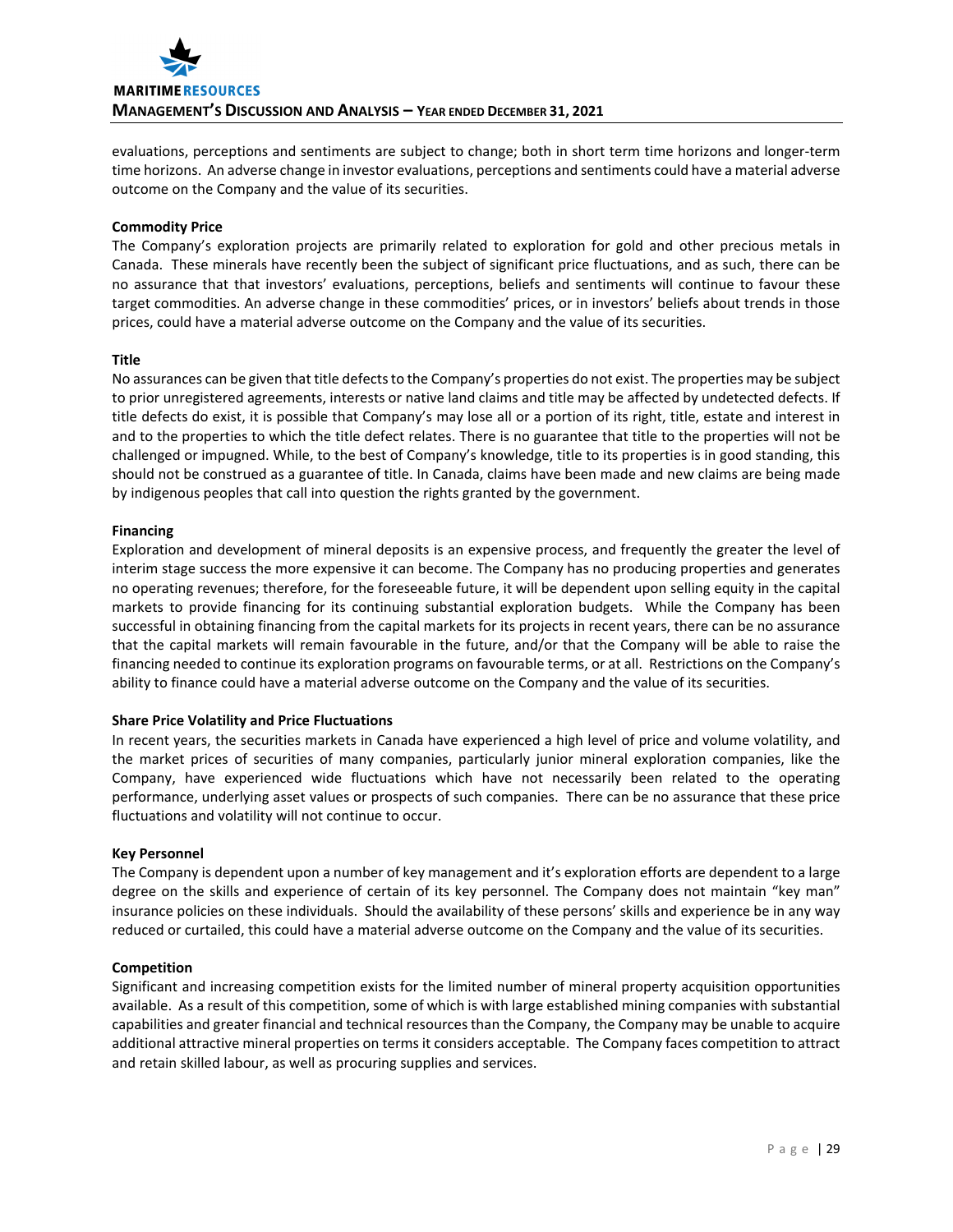evaluations, perceptions and sentiments are subject to change; both in short term time horizons and longer-term time horizons. An adverse change in investor evaluations, perceptions and sentiments could have a material adverse outcome on the Company and the value of its securities.

**Commodity Price**

The Company's exploration projects are primarily related to exploration for gold and other precious metals in Canada. These minerals have recently been the subject of significant price fluctuations, and as such, there can be no assurance that that investors' evaluations, perceptions, beliefs and sentiments will continue to favour these target commodities. An adverse change in these commodities' prices, or in investors' beliefs about trends in those prices, could have a material adverse outcome on the Company and the value of its securities.

**Title**

No assurances can be given that title defects to the Company's properties do not exist. The properties may be subject to prior unregistered agreements, interests or native land claims and title may be affected by undetected defects. If title defects do exist, it is possible that Company's may lose all or a portion of its right, title, estate and interest in and to the properties to which the title defect relates. There is no guarantee that title to the properties will not be challenged or impugned. While, to the best of Company's knowledge, title to its properties is in good standing, this should not be construed as a guarantee of title. In Canada, claims have been made and new claims are being made by indigenous peoples that call into question the rights granted by the government.

**Financing**

Exploration and development of mineral deposits is an expensive process, and frequently the greater the level of interim stage success the more expensive it can become. The Company has no producing properties and generates no operating revenues; therefore, for the foreseeable future, it will be dependent upon selling equity in the capital markets to provide financing for its continuing substantial exploration budgets. While the Company has been successful in obtaining financing from the capital markets for its projects in recent years, there can be no assurance that the capital markets will remain favourable in the future, and/or that the Company will be able to raise the financing needed to continue its exploration programs on favourable terms, or at all. Restrictions on the Company's ability to finance could have a material adverse outcome on the Company and the value of its securities.

**Share Price Volatility and Price Fluctuations**

In recent years, the securities markets in Canada have experienced a high level of price and volume volatility, and the market prices of securities of many companies, particularly junior mineral exploration companies, like the Company, have experienced wide fluctuations which have not necessarily been related to the operating performance, underlying asset values or prospects of such companies. There can be no assurance that these price fluctuations and volatility will not continue to occur.

**Key Personnel**

The Company is dependent upon a number of key management and it's exploration efforts are dependent to a large degree on the skills and experience of certain of its key personnel. The Company does not maintain "key man" insurance policies on these individuals. Should the availability of these persons' skills and experience be in any way reduced or curtailed, this could have a material adverse outcome on the Company and the value of its securities.

**Competition**

Significant and increasing competition exists for the limited number of mineral property acquisition opportunities available. As a result of this competition, some of which is with large established mining companies with substantial capabilities and greater financial and technical resources than the Company, the Company may be unable to acquire additional attractive mineral properties on terms it considers acceptable. The Company faces competition to attract and retain skilled labour, as well as procuring supplies and services.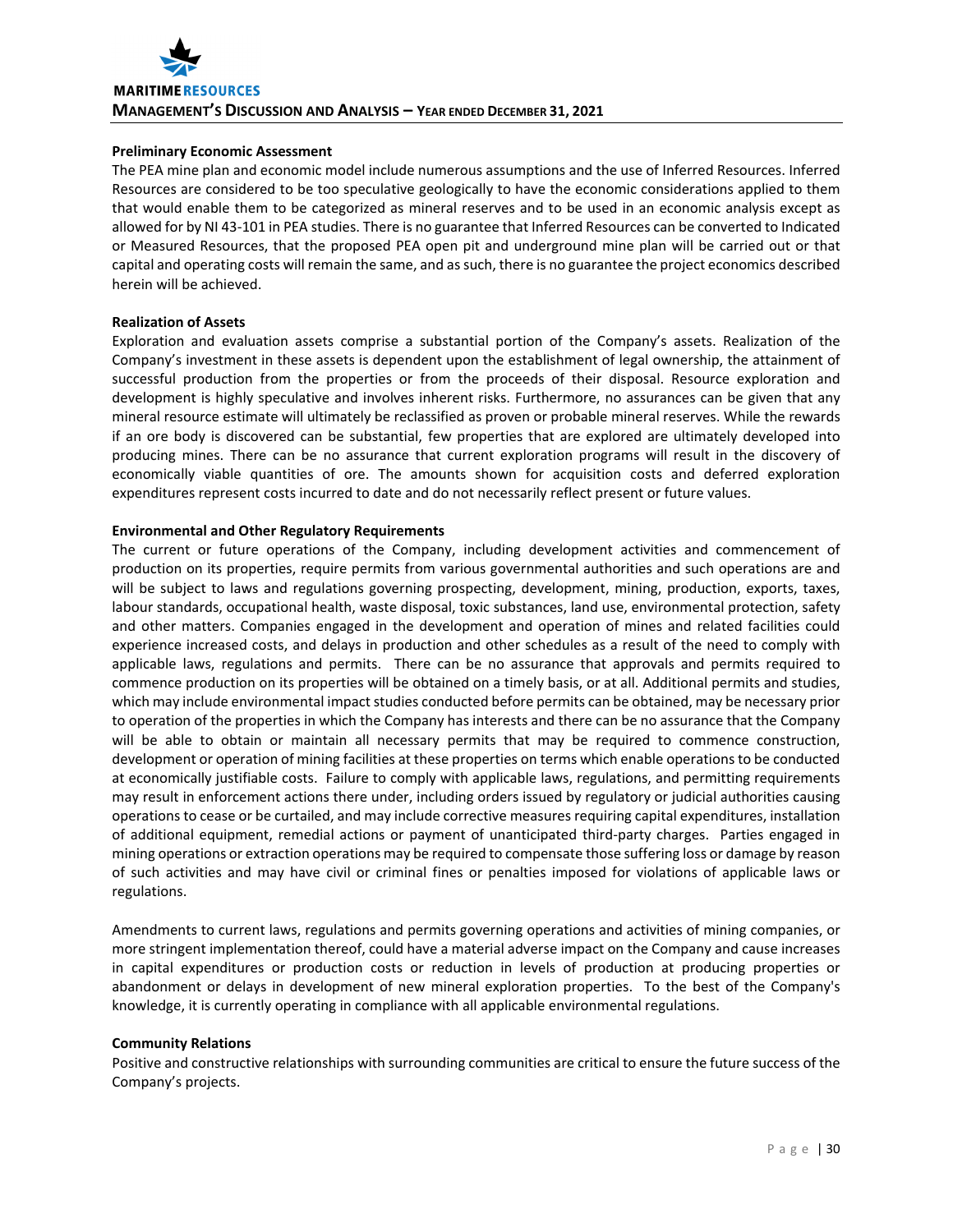**Preliminary Economic Assessment**

The PEA mine plan and economic model include numerous assumptions and the use of Inferred Resources. Inferred Resources are considered to be too speculative geologically to have the economic considerations applied to them that would enable them to be categorized as mineral reserves and to be used in an economic analysis except as allowed for by NI 43-101 in PEA studies. There is no guarantee that Inferred Resources can be converted to Indicated or Measured Resources, that the proposed PEA open pit and underground mine plan will be carried out or that capital and operating costs will remain the same, and as such, there is no guarantee the project economics described herein will be achieved.

**Realization of Assets**

Exploration and evaluation assets comprise a substantial portion of the Company's assets. Realization of the Company's investment in these assets is dependent upon the establishment of legal ownership, the attainment of successful production from the properties or from the proceeds of their disposal. Resource exploration and development is highly speculative and involves inherent risks. Furthermore, no assurances can be given that any mineral resource estimate will ultimately be reclassified as proven or probable mineral reserves. While the rewards if an ore body is discovered can be substantial, few properties that are explored are ultimately developed into producing mines. There can be no assurance that current exploration programs will result in the discovery of economically viable quantities of ore. The amounts shown for acquisition costs and deferred exploration expenditures represent costs incurred to date and do not necessarily reflect present or future values.

**Environmental and Other Regulatory Requirements**

The current or future operations of the Company, including development activities and commencement of production on its properties, require permits from various governmental authorities and such operations are and will be subject to laws and regulations governing prospecting, development, mining, production, exports, taxes, labour standards, occupational health, waste disposal, toxic substances, land use, environmental protection, safety and other matters. Companies engaged in the development and operation of mines and related facilities could experience increased costs, and delays in production and other schedules as a result of the need to comply with applicable laws, regulations and permits. There can be no assurance that approvals and permits required to commence production on its properties will be obtained on a timely basis, or at all. Additional permits and studies, which may include environmental impact studies conducted before permits can be obtained, may be necessary prior to operation of the properties in which the Company has interests and there can be no assurance that the Company will be able to obtain or maintain all necessary permits that may be required to commence construction, development or operation of mining facilities at these properties on terms which enable operations to be conducted at economically justifiable costs. Failure to comply with applicable laws, regulations, and permitting requirements may result in enforcement actions there under, including orders issued by regulatory or judicial authorities causing operations to cease or be curtailed, and may include corrective measures requiring capital expenditures, installation of additional equipment, remedial actions or payment of unanticipated third-party charges. Parties engaged in mining operations or extraction operations may be required to compensate those suffering loss or damage by reason of such activities and may have civil or criminal fines or penalties imposed for violations of applicable laws or regulations.

Amendments to current laws, regulations and permits governing operations and activities of mining companies, or more stringent implementation thereof, could have a material adverse impact on the Company and cause increases in capital expenditures or production costs or reduction in levels of production at producing properties or abandonment or delays in development of new mineral exploration properties. To the best of the Company's knowledge, it is currently operating in compliance with all applicable environmental regulations.

**Community Relations**

Positive and constructive relationships with surrounding communities are critical to ensure the future success of the Company's projects.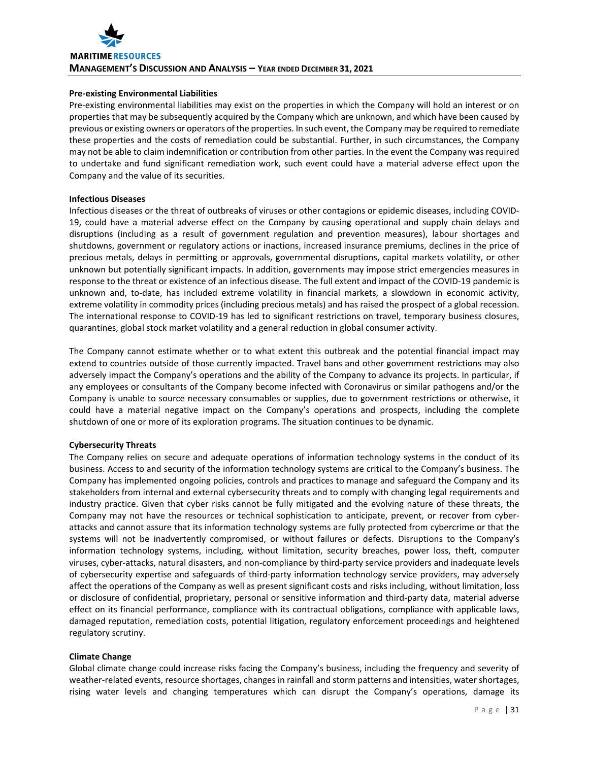**Pre-existing Environmental Liabilities**

Pre-existing environmental liabilities may exist on the properties in which the Company will hold an interest or on properties that may be subsequently acquired by the Company which are unknown, and which have been caused by previous or existing owners or operators of the properties. In such event, the Company may be required to remediate these properties and the costs of remediation could be substantial. Further, in such circumstances, the Company may not be able to claim indemnification or contribution from other parties. In the event the Company was required to undertake and fund significant remediation work, such event could have a material adverse effect upon the Company and the value of its securities.

**Infectious Diseases**

Infectious diseases or the threat of outbreaks of viruses or other contagions or epidemic diseases, including COVID-19, could have a material adverse effect on the Company by causing operational and supply chain delays and disruptions (including as a result of government regulation and prevention measures), labour shortages and shutdowns, government or regulatory actions or inactions, increased insurance premiums, declines in the price of precious metals, delays in permitting or approvals, governmental disruptions, capital markets volatility, or other unknown but potentially significant impacts. In addition, governments may impose strict emergencies measures in response to the threat or existence of an infectious disease. The full extent and impact of the COVID-19 pandemic is unknown and, to-date, has included extreme volatility in financial markets, a slowdown in economic activity, extreme volatility in commodity prices (including precious metals) and has raised the prospect of a global recession. The international response to COVID-19 has led to significant restrictions on travel, temporary business closures, quarantines, global stock market volatility and a general reduction in global consumer activity.

The Company cannot estimate whether or to what extent this outbreak and the potential financial impact may extend to countries outside of those currently impacted. Travel bans and other government restrictions may also adversely impact the Company's operations and the ability of the Company to advance its projects. In particular, if any employees or consultants of the Company become infected with Coronavirus or similar pathogens and/or the Company is unable to source necessary consumables or supplies, due to government restrictions or otherwise, it could have a material negative impact on the Company's operations and prospects, including the complete shutdown of one or more of its exploration programs. The situation continues to be dynamic.

**Cybersecurity Threats**

The Company relies on secure and adequate operations of information technology systems in the conduct of its business. Access to and security of the information technology systems are critical to the Company's business. The Company has implemented ongoing policies, controls and practices to manage and safeguard the Company and its stakeholders from internal and external cybersecurity threats and to comply with changing legal requirements and industry practice. Given that cyber risks cannot be fully mitigated and the evolving nature of these threats, the Company may not have the resources or technical sophistication to anticipate, prevent, or recover from cyber-attacks and cannot assure that its information technology systems are fully protected from cybercrime or that the systems will not be inadvertently compromised, or without failures or defects. Disruptions to the Company's information technology systems, including, without limitation, security breaches, power loss, theft, computer viruses, cyber-attacks, natural disasters, and non-compliance by third-party service providers and inadequate levels of cybersecurity expertise and safeguards of third-party information technology service providers, may adversely affect the operations of the Company as well as present significant costs and risks including, without limitation, loss or disclosure of confidential, proprietary, personal or sensitive information and third-party data, material adverse effect on its financial performance, compliance with its contractual obligations, compliance with applicable laws, damaged reputation, remediation costs, potential litigation, regulatory enforcement proceedings and heightened regulatory scrutiny.

**Climate Change**

Global climate change could increase risks facing the Company's business, including the frequency and severity of weather-related events, resource shortages, changes in rainfall and storm patterns and intensities, water shortages, rising water levels and changing temperatures which can disrupt the Company's operations, damage its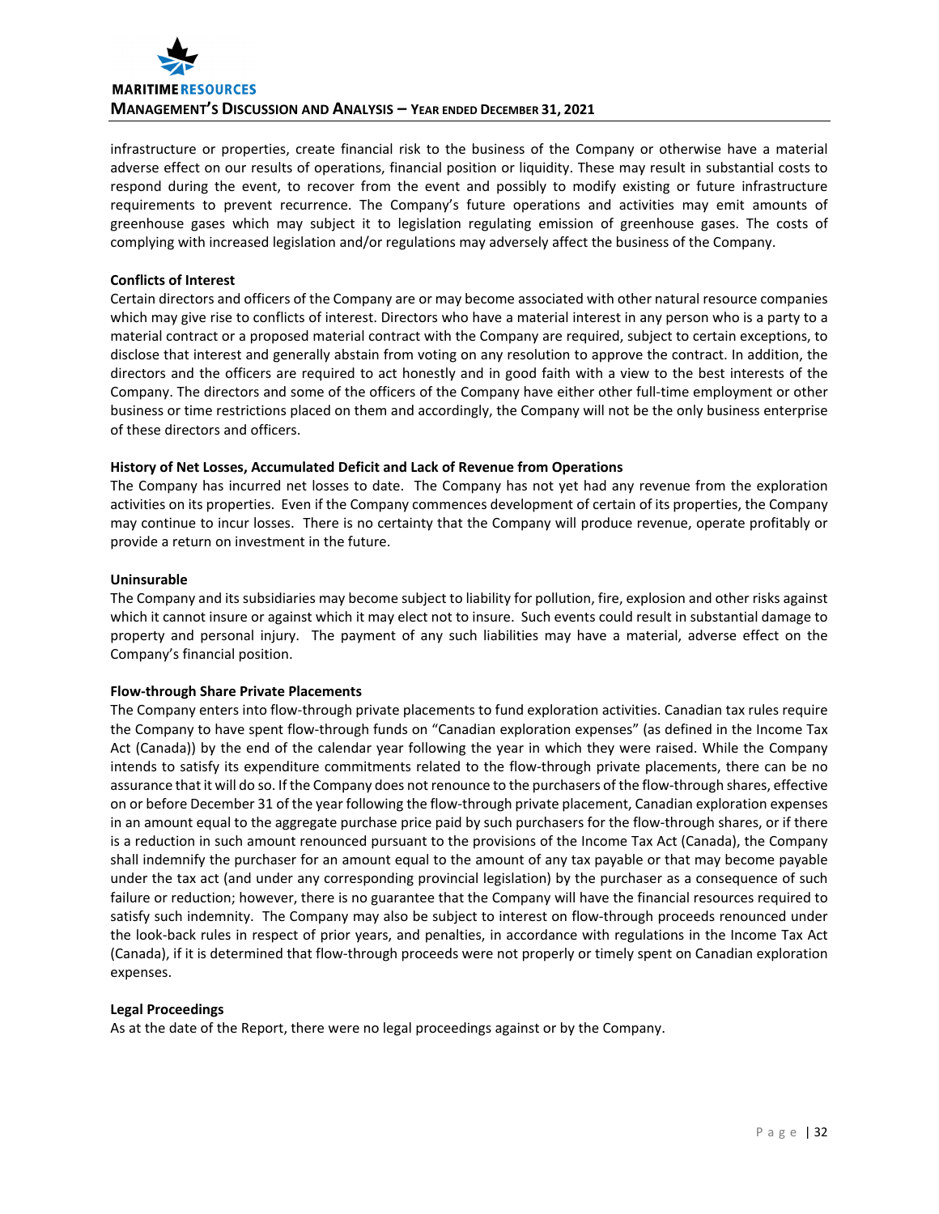infrastructure or properties, create financial risk to the business of the Company or otherwise have a material adverse effect on our results of operations, financial position or liquidity. These may result in substantial costs to respond during the event, to recover from the event and possibly to modify existing or future infrastructure requirements to prevent recurrence. The Company's future operations and activities may emit amounts of greenhouse gases which may subject it to legislation regulating emission of greenhouse gases. The costs of complying with increased legislation and/or regulations may adversely affect the business of the Company.

**Conflicts of Interest**

Certain directors and officers of the Company are or may become associated with other natural resource companies which may give rise to conflicts of interest. Directors who have a material interest in any person who is a party to a material contract or a proposed material contract with the Company are required, subject to certain exceptions, to disclose that interest and generally abstain from voting on any resolution to approve the contract. In addition, the directors and the officers are required to act honestly and in good faith with a view to the best interests of the Company. The directors and some of the officers of the Company have either other full-time employment or other business or time restrictions placed on them and accordingly, the Company will not be the only business enterprise of these directors and officers.

**History of Net Losses, Accumulated Deficit and Lack of Revenue from Operations**

The Company has incurred net losses to date. The Company has not yet had any revenue from the exploration activities on its properties. Even if the Company commences development of certain of its properties, the Company may continue to incur losses. There is no certainty that the Company will produce revenue, operate profitably or provide a return on investment in the future.

**Uninsurable**

The Company and its subsidiaries may become subject to liability for pollution, fire, explosion and other risks against which it cannot insure or against which it may elect not to insure. Such events could result in substantial damage to property and personal injury. The payment of any such liabilities may have a material, adverse effect on the Company's financial position.

**Flow-through Share Private Placements**

The Company enters into flow-through private placements to fund exploration activities. Canadian tax rules require the Company to have spent flow-through funds on "Canadian exploration expenses" (as defined in the Income Tax Act (Canada)) by the end of the calendar year following the year in which they were raised. While the Company intends to satisfy its expenditure commitments related to the flow-through private placements, there can be no assurance that it will do so. If the Company does not renounce to the purchasers of the flow-through shares, effective on or before December 31 of the year following the flow-through private placement, Canadian exploration expenses in an amount equal to the aggregate purchase price paid by such purchasers for the flow-through shares, or if there is a reduction in such amount renounced pursuant to the provisions of the Income Tax Act (Canada), the Company shall indemnify the purchaser for an amount equal to the amount of any tax payable or that may become payable under the tax act (and under any corresponding provincial legislation) by the purchaser as a consequence of such failure or reduction; however, there is no guarantee that the Company will have the financial resources required to satisfy such indemnity. The Company may also be subject to interest on flow-through proceeds renounced under the look-back rules in respect of prior years, and penalties, in accordance with regulations in the Income Tax Act (Canada), if it is determined that flow-through proceeds were not properly or timely spent on Canadian exploration expenses.

**Legal Proceedings**

As at the date of the Report, there were no legal proceedings against or by the Company.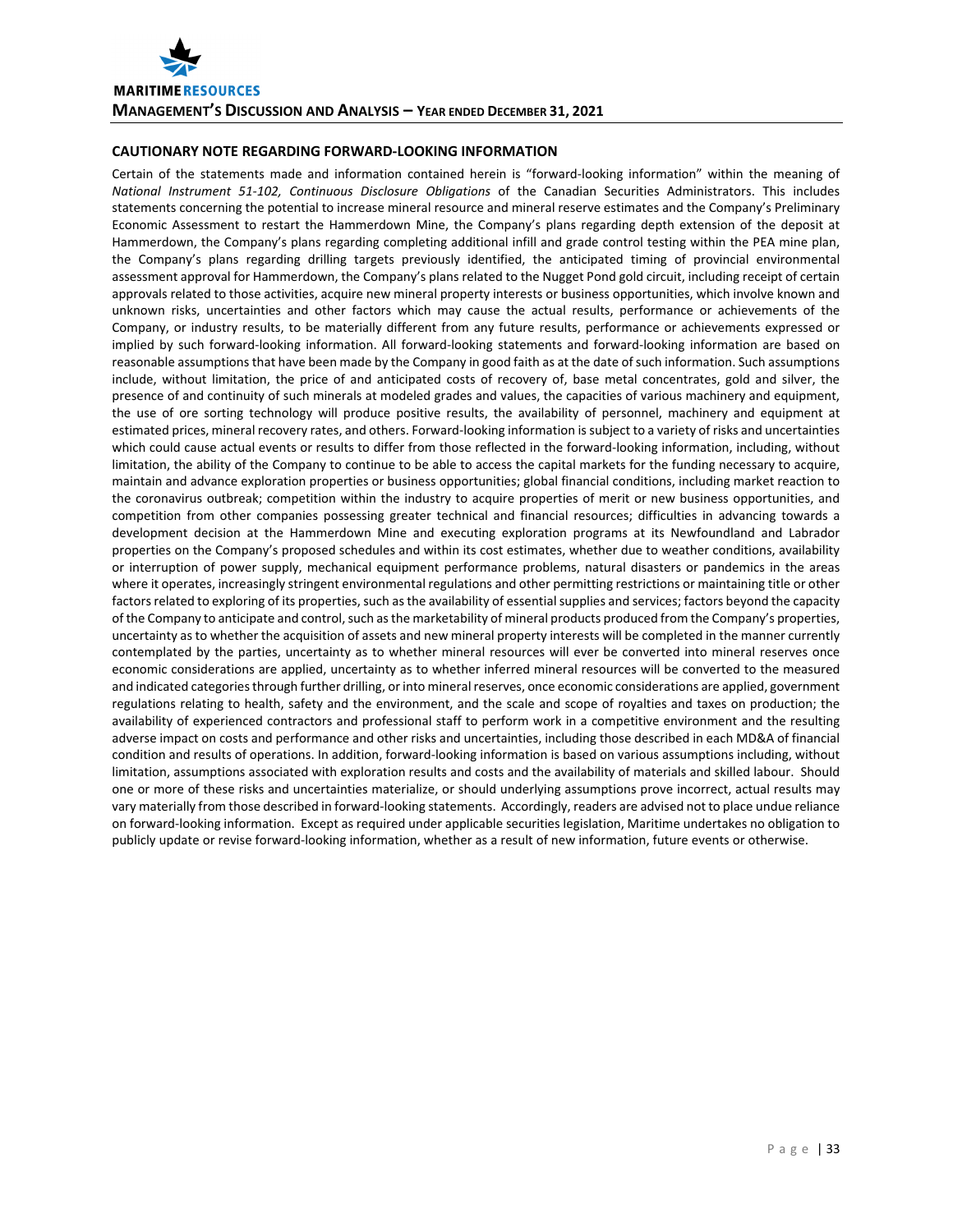## CAUTIONARY NOTE REGARDING FORWARD-LOOKING INFORMATION

Certain of the statements made and information contained herein is "forward-looking information" within the meaning of *National Instrument 51-102, Continuous Disclosure Obligations* of the Canadian Securities Administrators. This includes statements concerning the potential to increase mineral resource and mineral reserve estimates and the Company's Preliminary Economic Assessment to restart the Hammerdown Mine, the Company's plans regarding depth extension of the deposit at Hammerdown, the Company's plans regarding completing additional infill and grade control testing within the PEA mine plan, the Company's plans regarding drilling targets previously identified, the anticipated timing of provincial environmental assessment approval for Hammerdown, the Company's plans related to the Nugget Pond gold circuit, including receipt of certain approvals related to those activities, acquire new mineral property interests or business opportunities, which involve known and unknown risks, uncertainties and other factors which may cause the actual results, performance or achievements of the Company, or industry results, to be materially different from any future results, performance or achievements expressed or implied by such forward-looking information. All forward-looking statements and forward-looking information are based on reasonable assumptions that have been made by the Company in good faith as at the date of such information. Such assumptions include, without limitation, the price of and anticipated costs of recovery of, base metal concentrates, gold and silver, the presence of and continuity of such minerals at modeled grades and values, the capacities of various machinery and equipment, the use of ore sorting technology will produce positive results, the availability of personnel, machinery and equipment at estimated prices, mineral recovery rates, and others. Forward-looking information is subject to a variety of risks and uncertainties which could cause actual events or results to differ from those reflected in the forward-looking information, including, without limitation, the ability of the Company to continue to be able to access the capital markets for the funding necessary to acquire, maintain and advance exploration properties or business opportunities; global financial conditions, including market reaction to the coronavirus outbreak; competition within the industry to acquire properties of merit or new business opportunities, and competition from other companies possessing greater technical and financial resources; difficulties in advancing towards a development decision at the Hammerdown Mine and executing exploration programs at its Newfoundland and Labrador properties on the Company's proposed schedules and within its cost estimates, whether due to weather conditions, availability or interruption of power supply, mechanical equipment performance problems, natural disasters or pandemics in the areas where it operates, increasingly stringent environmental regulations and other permitting restrictions or maintaining title or other factors related to exploring of its properties, such as the availability of essential supplies and services; factors beyond the capacity of the Company to anticipate and control, such as the marketability of mineral products produced from the Company's properties, uncertainty as to whether the acquisition of assets and new mineral property interests will be completed in the manner currently contemplated by the parties, uncertainty as to whether mineral resources will ever be converted into mineral reserves once economic considerations are applied, uncertainty as to whether inferred mineral resources will be converted to the measured and indicated categories through further drilling, or into mineral reserves, once economic considerations are applied, government regulations relating to health, safety and the environment, and the scale and scope of royalties and taxes on production; the availability of experienced contractors and professional staff to perform work in a competitive environment and the resulting adverse impact on costs and performance and other risks and uncertainties, including those described in each MD&A of financial condition and results of operations. In addition, forward-looking information is based on various assumptions including, without limitation, assumptions associated with exploration results and costs and the availability of materials and skilled labour. Should one or more of these risks and uncertainties materialize, or should underlying assumptions prove incorrect, actual results may vary materially from those described in forward-looking statements. Accordingly, readers are advised not to place undue reliance on forward-looking information. Except as required under applicable securities legislation, Maritime undertakes no obligation to publicly update or revise forward-looking information, whether as a result of new information, future events or otherwise.